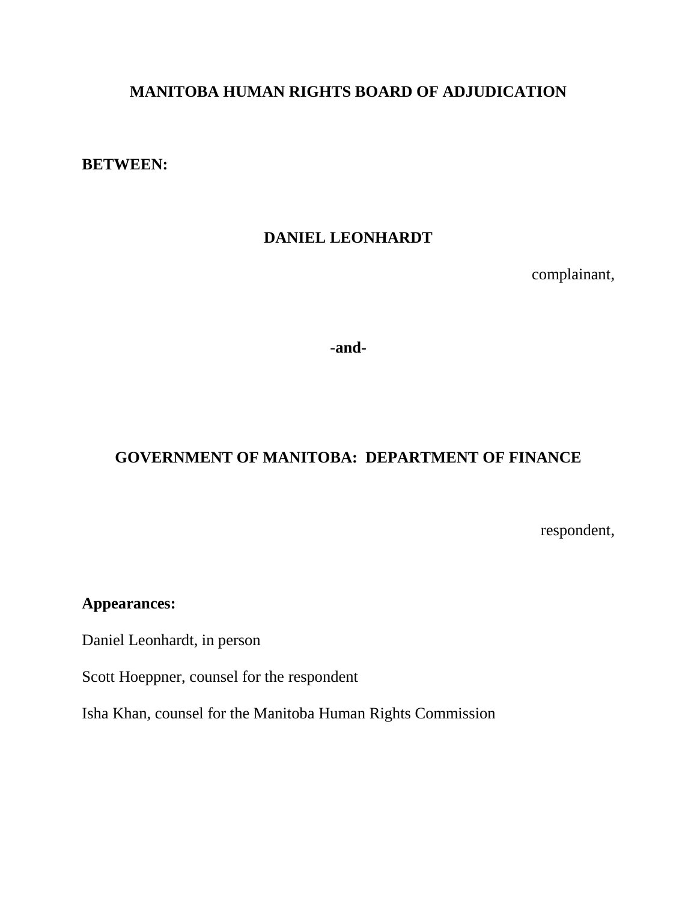**MANITOBA HUMAN RIGHTS BOARD OF ADJUDICATION**

**BETWEEN:**

**DANIEL LEONHARDT**

complainant,

**-and-**

**GOVERNMENT OF MANITOBA: DEPARTMENT OF FINANCE**

respondent,

**Appearances:**

Daniel Leonhardt, in person

Scott Hoeppner, counsel for the respondent

Isha Khan, counsel for the Manitoba Human Rights Commission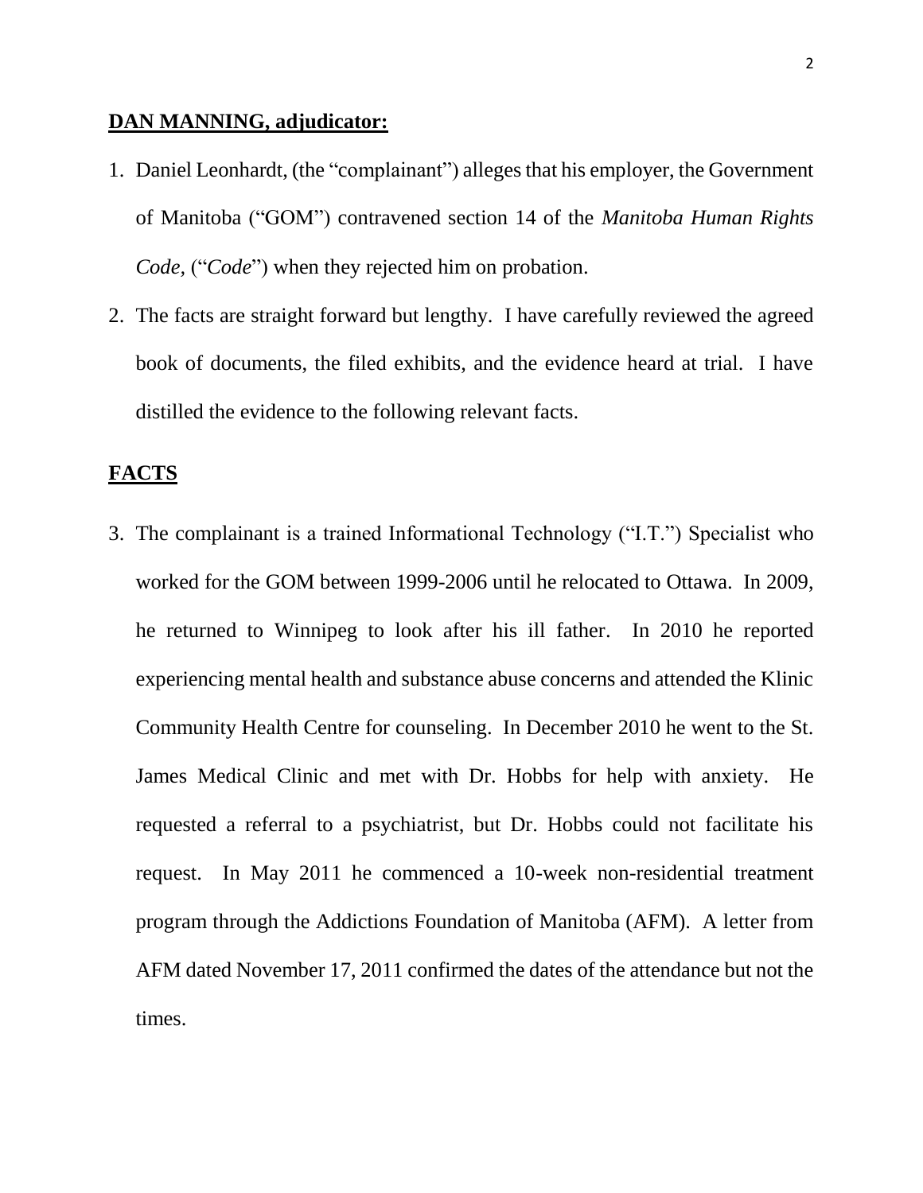**DAN MANNING, adjudicator:**

1. Daniel Leonhardt, (the "complainant") alleges that his employer, the Government of Manitoba ("GOM") contravened section 14 of the *Manitoba Human Rights Code,* ("*Code*") when they rejected him on probation.

2. The facts are straight forward but lengthy. I have carefully reviewed the agreed book of documents, the filed exhibits, and the evidence heard at trial. I have distilled the evidence to the following relevant facts.

**FACTS**

3. The complainant is a trained Informational Technology ("I.T.") Specialist who worked for the GOM between 1999-2006 until he relocated to Ottawa. In 2009, he returned to Winnipeg to look after his ill father. In 2010 he reported experiencing mental health and substance abuse concerns and attended the Klinic Community Health Centre for counseling. In December 2010 he went to the St. James Medical Clinic and met with Dr. Hobbs for help with anxiety. He requested a referral to a psychiatrist, but Dr. Hobbs could not facilitate his request. In May 2011 he commenced a 10-week non-residential treatment program through the Addictions Foundation of Manitoba (AFM). A letter from AFM dated November 17, 2011 confirmed the dates of the attendance but not the times.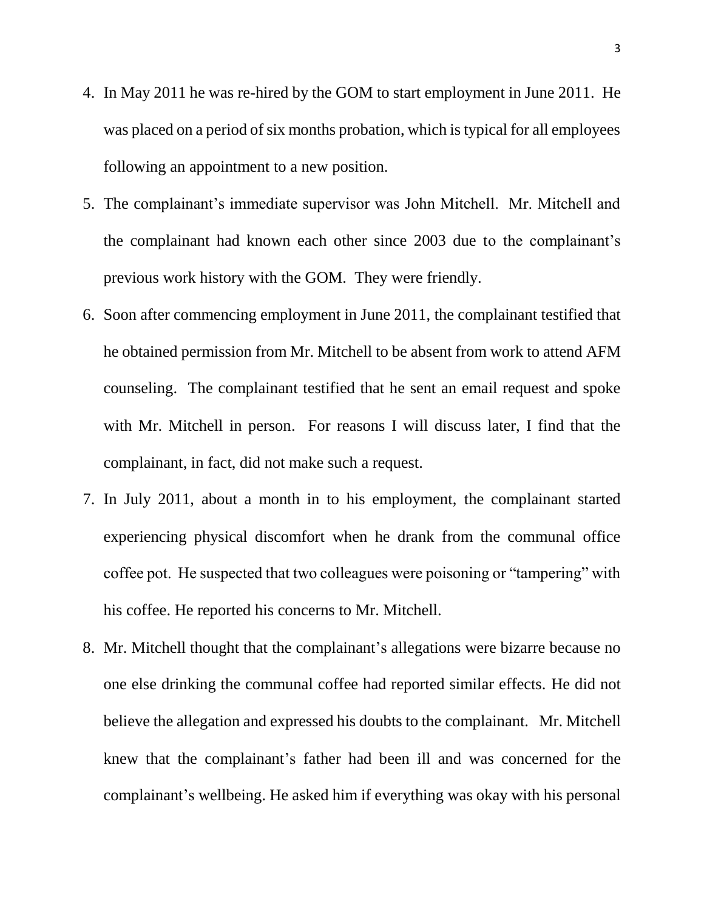4. In May 2011 he was re-hired by the GOM to start employment in June 2011. He was placed on a period of six months probation, which is typical for all employees following an appointment to a new position.
5. The complainant's immediate supervisor was John Mitchell. Mr. Mitchell and the complainant had known each other since 2003 due to the complainant's previous work history with the GOM. They were friendly.
6. Soon after commencing employment in June 2011, the complainant testified that he obtained permission from Mr. Mitchell to be absent from work to attend AFM counseling. The complainant testified that he sent an email request and spoke with Mr. Mitchell in person. For reasons I will discuss later, I find that the complainant, in fact, did not make such a request.
7. In July 2011, about a month in to his employment, the complainant started experiencing physical discomfort when he drank from the communal office coffee pot. He suspected that two colleagues were poisoning or "tampering" with his coffee. He reported his concerns to Mr. Mitchell.
8. Mr. Mitchell thought that the complainant's allegations were bizarre because no one else drinking the communal coffee had reported similar effects. He did not believe the allegation and expressed his doubts to the complainant. Mr. Mitchell knew that the complainant's father had been ill and was concerned for the complainant's wellbeing. He asked him if everything was okay with his personal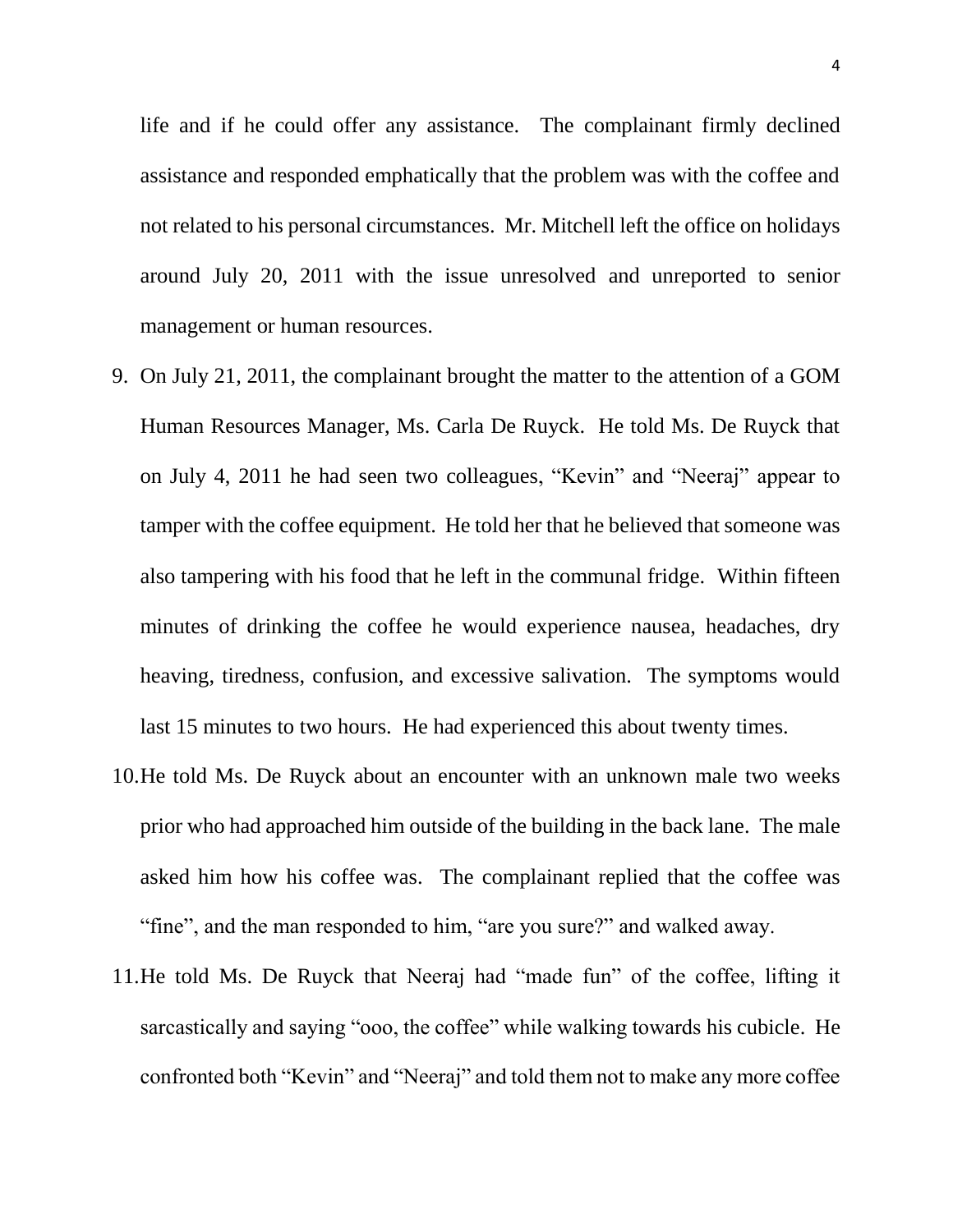life and if he could offer any assistance. The complainant firmly declined assistance and responded emphatically that the problem was with the coffee and not related to his personal circumstances. Mr. Mitchell left the office on holidays around July 20, 2011 with the issue unresolved and unreported to senior management or human resources.

9. On July 21, 2011, the complainant brought the matter to the attention of a GOM Human Resources Manager, Ms. Carla De Ruyck. He told Ms. De Ruyck that on July 4, 2011 he had seen two colleagues, "Kevin" and "Neeraj" appear to tamper with the coffee equipment. He told her that he believed that someone was also tampering with his food that he left in the communal fridge. Within fifteen minutes of drinking the coffee he would experience nausea, headaches, dry heaving, tiredness, confusion, and excessive salivation. The symptoms would last 15 minutes to two hours. He had experienced this about twenty times.

10. He told Ms. De Ruyck about an encounter with an unknown male two weeks prior who had approached him outside of the building in the back lane. The male asked him how his coffee was. The complainant replied that the coffee was "fine", and the man responded to him, "are you sure?" and walked away.

11. He told Ms. De Ruyck that Neeraj had "made fun" of the coffee, lifting it sarcastically and saying "ooo, the coffee" while walking towards his cubicle. He confronted both "Kevin" and "Neeraj" and told them not to make any more coffee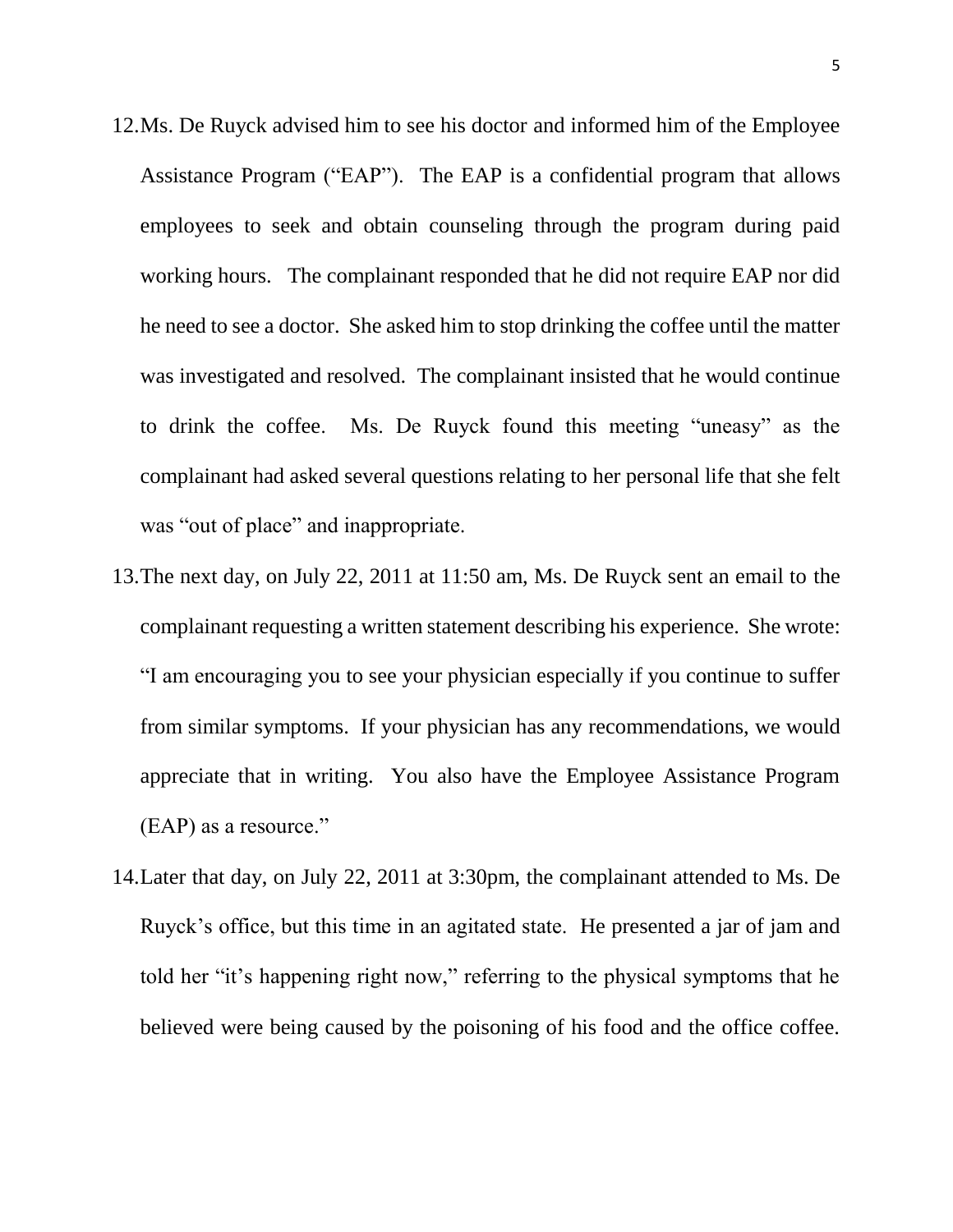12. Ms. De Ruyck advised him to see his doctor and informed him of the Employee Assistance Program ("EAP"). The EAP is a confidential program that allows employees to seek and obtain counseling through the program during paid working hours. The complainant responded that he did not require EAP nor did he need to see a doctor. She asked him to stop drinking the coffee until the matter was investigated and resolved. The complainant insisted that he would continue to drink the coffee. Ms. De Ruyck found this meeting "uneasy" as the complainant had asked several questions relating to her personal life that she felt was "out of place" and inappropriate.

13. The next day, on July 22, 2011 at 11:50 am, Ms. De Ruyck sent an email to the complainant requesting a written statement describing his experience. She wrote: "I am encouraging you to see your physician especially if you continue to suffer from similar symptoms. If your physician has any recommendations, we would appreciate that in writing. You also have the Employee Assistance Program (EAP) as a resource."

14. Later that day, on July 22, 2011 at 3:30pm, the complainant attended to Ms. De Ruyck's office, but this time in an agitated state. He presented a jar of jam and told her "it's happening right now," referring to the physical symptoms that he believed were being caused by the poisoning of his food and the office coffee.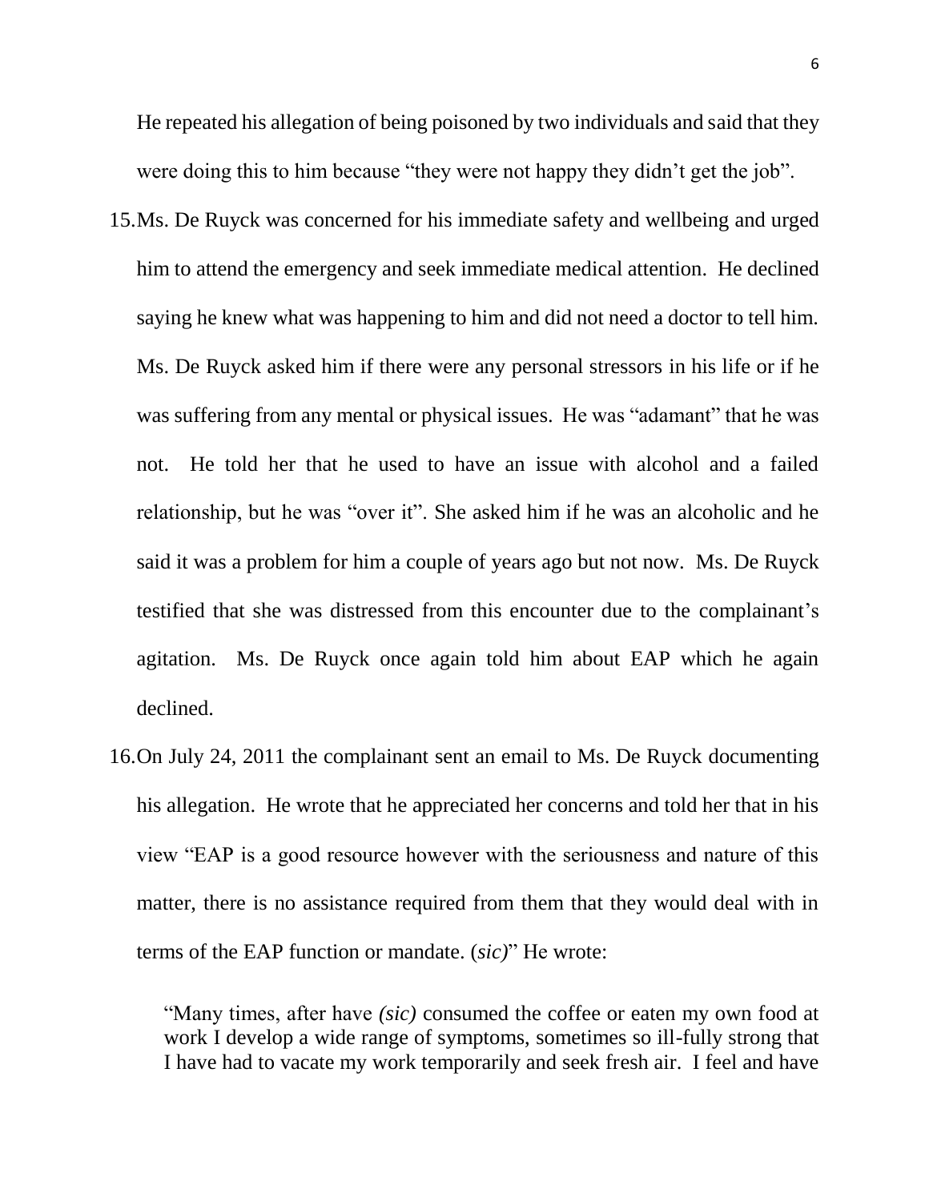He repeated his allegation of being poisoned by two individuals and said that they were doing this to him because "they were not happy they didn't get the job".

15. Ms. De Ruyck was concerned for his immediate safety and wellbeing and urged him to attend the emergency and seek immediate medical attention. He declined saying he knew what was happening to him and did not need a doctor to tell him. Ms. De Ruyck asked him if there were any personal stressors in his life or if he was suffering from any mental or physical issues. He was "adamant" that he was not. He told her that he used to have an issue with alcohol and a failed relationship, but he was "over it". She asked him if he was an alcoholic and he said it was a problem for him a couple of years ago but not now. Ms. De Ruyck testified that she was distressed from this encounter due to the complainant's agitation. Ms. De Ruyck once again told him about EAP which he again declined.

16. On July 24, 2011 the complainant sent an email to Ms. De Ruyck documenting his allegation. He wrote that he appreciated her concerns and told her that in his view "EAP is a good resource however with the seriousness and nature of this matter, there is no assistance required from them that they would deal with in terms of the EAP function or mandate. (*sic*)" He wrote:

> "Many times, after have *(sic)* consumed the coffee or eaten my own food at work I develop a wide range of symptoms, sometimes so ill-fully strong that I have had to vacate my work temporarily and seek fresh air. I feel and have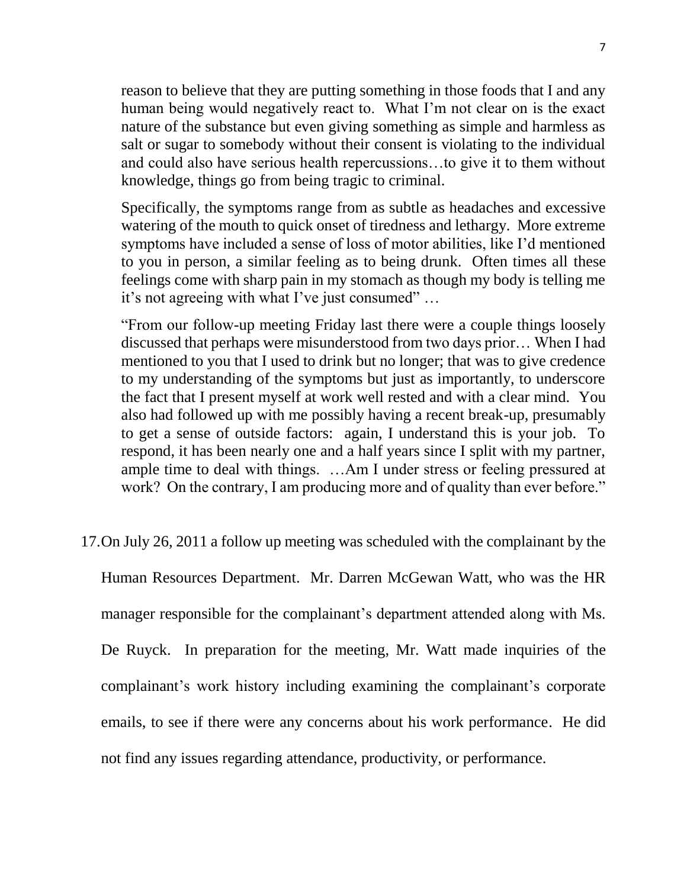reason to believe that they are putting something in those foods that I and any human being would negatively react to. What I'm not clear on is the exact nature of the substance but even giving something as simple and harmless as salt or sugar to somebody without their consent is violating to the individual and could also have serious health repercussions…to give it to them without knowledge, things go from being tragic to criminal.

> Specifically, the symptoms range from as subtle as headaches and excessive watering of the mouth to quick onset of tiredness and lethargy. More extreme symptoms have included a sense of loss of motor abilities, like I'd mentioned to you in person, a similar feeling as to being drunk. Often times all these feelings come with sharp pain in my stomach as though my body is telling me it's not agreeing with what I've just consumed" …
>
> "From our follow-up meeting Friday last there were a couple things loosely discussed that perhaps were misunderstood from two days prior… When I had mentioned to you that I used to drink but no longer; that was to give credence to my understanding of the symptoms but just as importantly, to underscore the fact that I present myself at work well rested and with a clear mind. You also had followed up with me possibly having a recent break-up, presumably to get a sense of outside factors: again, I understand this is your job. To respond, it has been nearly one and a half years since I split with my partner, ample time to deal with things. …Am I under stress or feeling pressured at work? On the contrary, I am producing more and of quality than ever before."

17. On July 26, 2011 a follow up meeting was scheduled with the complainant by the Human Resources Department. Mr. Darren McGewan Watt, who was the HR manager responsible for the complainant's department attended along with Ms. De Ruyck. In preparation for the meeting, Mr. Watt made inquiries of the complainant's work history including examining the complainant's corporate emails, to see if there were any concerns about his work performance. He did not find any issues regarding attendance, productivity, or performance.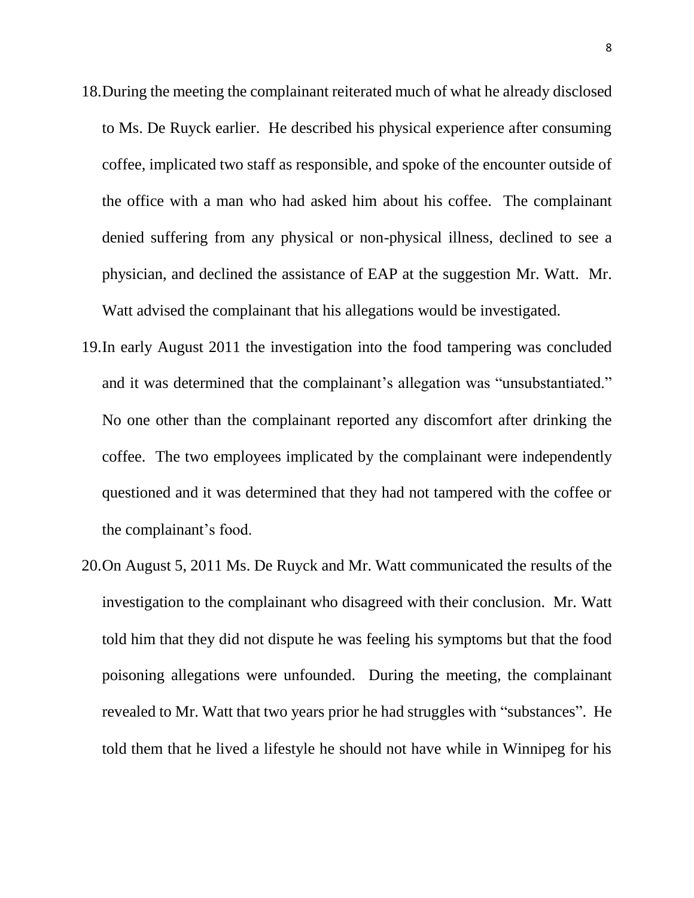18. During the meeting the complainant reiterated much of what he already disclosed to Ms. De Ruyck earlier. He described his physical experience after consuming coffee, implicated two staff as responsible, and spoke of the encounter outside of the office with a man who had asked him about his coffee. The complainant denied suffering from any physical or non-physical illness, declined to see a physician, and declined the assistance of EAP at the suggestion Mr. Watt. Mr. Watt advised the complainant that his allegations would be investigated.
19. In early August 2011 the investigation into the food tampering was concluded and it was determined that the complainant's allegation was "unsubstantiated." No one other than the complainant reported any discomfort after drinking the coffee. The two employees implicated by the complainant were independently questioned and it was determined that they had not tampered with the coffee or the complainant's food.
20. On August 5, 2011 Ms. De Ruyck and Mr. Watt communicated the results of the investigation to the complainant who disagreed with their conclusion. Mr. Watt told him that they did not dispute he was feeling his symptoms but that the food poisoning allegations were unfounded. During the meeting, the complainant revealed to Mr. Watt that two years prior he had struggles with "substances". He told them that he lived a lifestyle he should not have while in Winnipeg for his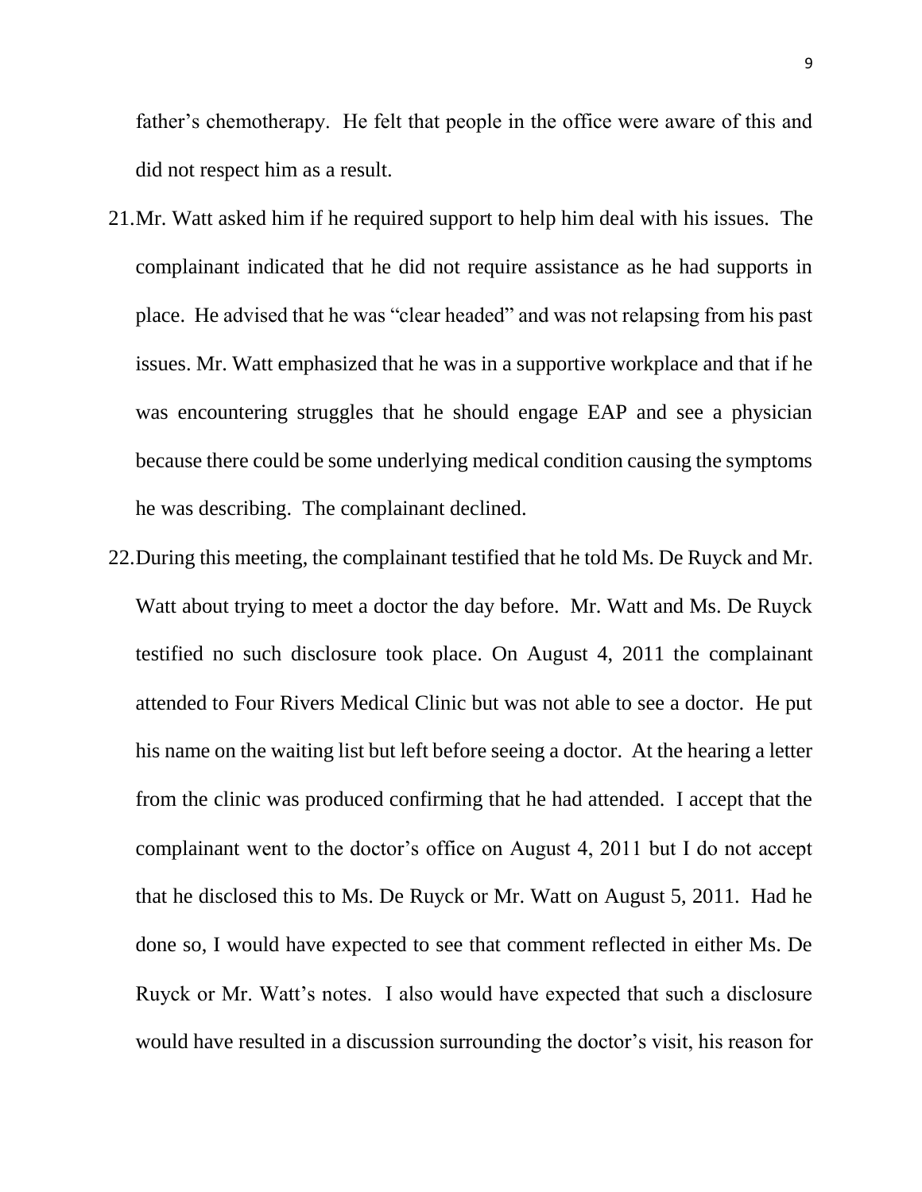father's chemotherapy. He felt that people in the office were aware of this and did not respect him as a result.

21. Mr. Watt asked him if he required support to help him deal with his issues. The complainant indicated that he did not require assistance as he had supports in place. He advised that he was "clear headed" and was not relapsing from his past issues. Mr. Watt emphasized that he was in a supportive workplace and that if he was encountering struggles that he should engage EAP and see a physician because there could be some underlying medical condition causing the symptoms he was describing. The complainant declined.

22. During this meeting, the complainant testified that he told Ms. De Ruyck and Mr. Watt about trying to meet a doctor the day before. Mr. Watt and Ms. De Ruyck testified no such disclosure took place. On August 4, 2011 the complainant attended to Four Rivers Medical Clinic but was not able to see a doctor. He put his name on the waiting list but left before seeing a doctor. At the hearing a letter from the clinic was produced confirming that he had attended. I accept that the complainant went to the doctor's office on August 4, 2011 but I do not accept that he disclosed this to Ms. De Ruyck or Mr. Watt on August 5, 2011. Had he done so, I would have expected to see that comment reflected in either Ms. De Ruyck or Mr. Watt's notes. I also would have expected that such a disclosure would have resulted in a discussion surrounding the doctor's visit, his reason for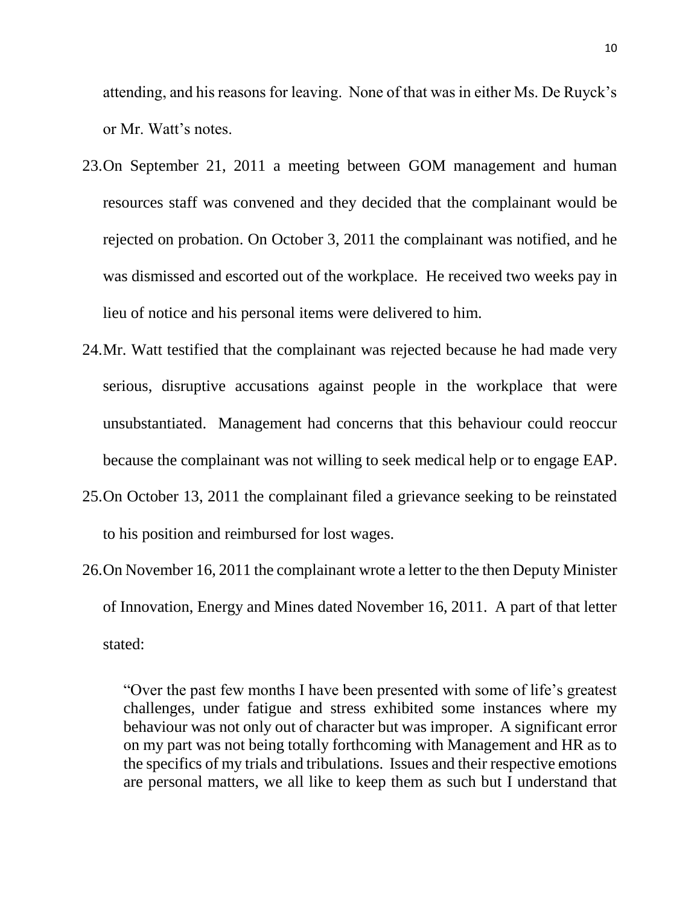attending, and his reasons for leaving. None of that was in either Ms. De Ruyck's or Mr. Watt's notes.

23. On September 21, 2011 a meeting between GOM management and human resources staff was convened and they decided that the complainant would be rejected on probation. On October 3, 2011 the complainant was notified, and he was dismissed and escorted out of the workplace. He received two weeks pay in lieu of notice and his personal items were delivered to him.

24. Mr. Watt testified that the complainant was rejected because he had made very serious, disruptive accusations against people in the workplace that were unsubstantiated. Management had concerns that this behaviour could reoccur because the complainant was not willing to seek medical help or to engage EAP.

25. On October 13, 2011 the complainant filed a grievance seeking to be reinstated to his position and reimbursed for lost wages.

26. On November 16, 2011 the complainant wrote a letter to the then Deputy Minister of Innovation, Energy and Mines dated November 16, 2011. A part of that letter stated:

> "Over the past few months I have been presented with some of life's greatest challenges, under fatigue and stress exhibited some instances where my behaviour was not only out of character but was improper. A significant error on my part was not being totally forthcoming with Management and HR as to the specifics of my trials and tribulations. Issues and their respective emotions are personal matters, we all like to keep them as such but I understand that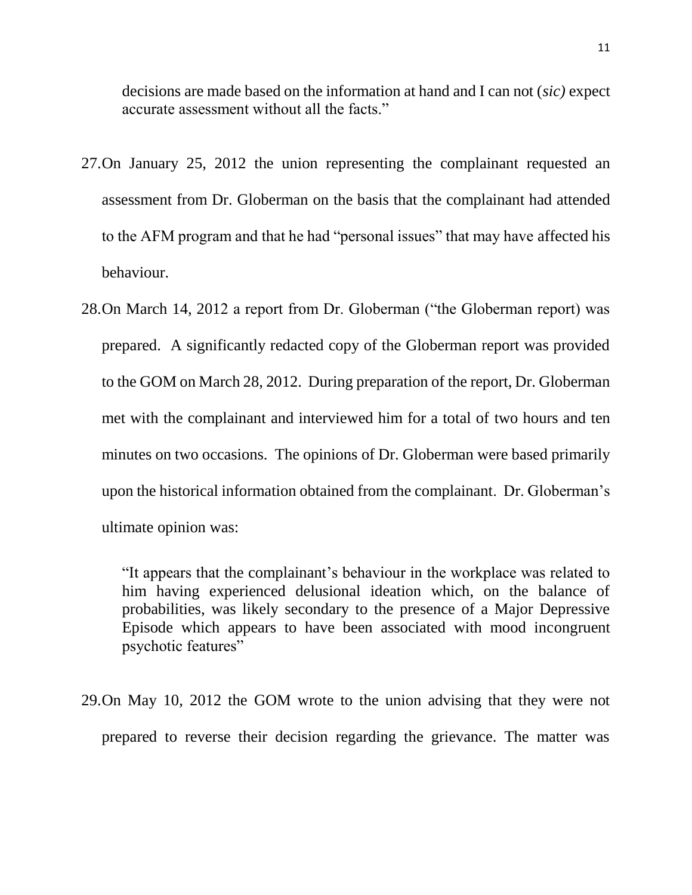decisions are made based on the information at hand and I can not (*sic)* expect accurate assessment without all the facts."

27. On January 25, 2012 the union representing the complainant requested an assessment from Dr. Globerman on the basis that the complainant had attended to the AFM program and that he had "personal issues" that may have affected his behaviour.

28. On March 14, 2012 a report from Dr. Globerman ("the Globerman report) was prepared. A significantly redacted copy of the Globerman report was provided to the GOM on March 28, 2012. During preparation of the report, Dr. Globerman met with the complainant and interviewed him for a total of two hours and ten minutes on two occasions. The opinions of Dr. Globerman were based primarily upon the historical information obtained from the complainant. Dr. Globerman's ultimate opinion was:

    "It appears that the complainant's behaviour in the workplace was related to him having experienced delusional ideation which, on the balance of probabilities, was likely secondary to the presence of a Major Depressive Episode which appears to have been associated with mood incongruent psychotic features"

29. On May 10, 2012 the GOM wrote to the union advising that they were not prepared to reverse their decision regarding the grievance. The matter was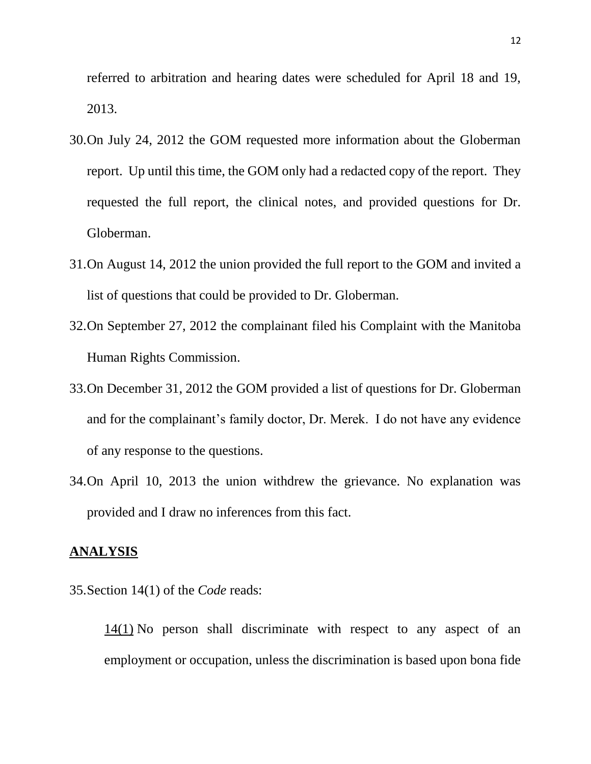referred to arbitration and hearing dates were scheduled for April 18 and 19, 2013.

30. On July 24, 2012 the GOM requested more information about the Globerman report. Up until this time, the GOM only had a redacted copy of the report. They requested the full report, the clinical notes, and provided questions for Dr. Globerman.

31. On August 14, 2012 the union provided the full report to the GOM and invited a list of questions that could be provided to Dr. Globerman.

32. On September 27, 2012 the complainant filed his Complaint with the Manitoba Human Rights Commission.

33. On December 31, 2012 the GOM provided a list of questions for Dr. Globerman and for the complainant's family doctor, Dr. Merek. I do not have any evidence of any response to the questions.

34. On April 10, 2013 the union withdrew the grievance. No explanation was provided and I draw no inferences from this fact.

## ANALYSIS

35. Section 14(1) of the *Code* reads:

> 14(1) No person shall discriminate with respect to any aspect of an employment or occupation, unless the discrimination is based upon bona fide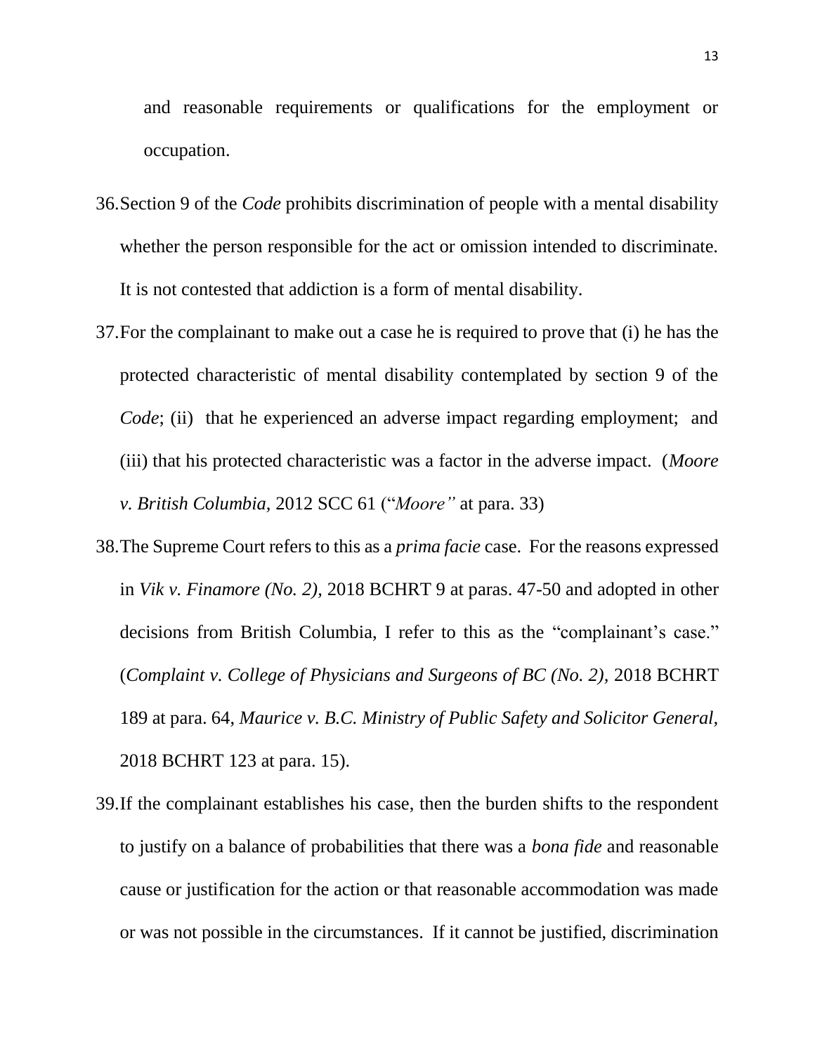and reasonable requirements or qualifications for the employment or occupation.

36. Section 9 of the *Code* prohibits discrimination of people with a mental disability whether the person responsible for the act or omission intended to discriminate. It is not contested that addiction is a form of mental disability.

37. For the complainant to make out a case he is required to prove that (i) he has the protected characteristic of mental disability contemplated by section 9 of the *Code*; (ii) that he experienced an adverse impact regarding employment; and (iii) that his protected characteristic was a factor in the adverse impact. (*Moore v. British Columbia,* 2012 SCC 61 ("*Moore"* at para. 33)

38. The Supreme Court refers to this as a *prima facie* case. For the reasons expressed in *Vik v. Finamore (No. 2),* 2018 BCHRT 9 at paras. 47-50 and adopted in other decisions from British Columbia, I refer to this as the "complainant's case." (*Complaint v. College of Physicians and Surgeons of BC (No. 2),* 2018 BCHRT 189 at para. 64, *Maurice v. B.C. Ministry of Public Safety and Solicitor General,* 2018 BCHRT 123 at para. 15).

39. If the complainant establishes his case, then the burden shifts to the respondent to justify on a balance of probabilities that there was a *bona fide* and reasonable cause or justification for the action or that reasonable accommodation was made or was not possible in the circumstances. If it cannot be justified, discrimination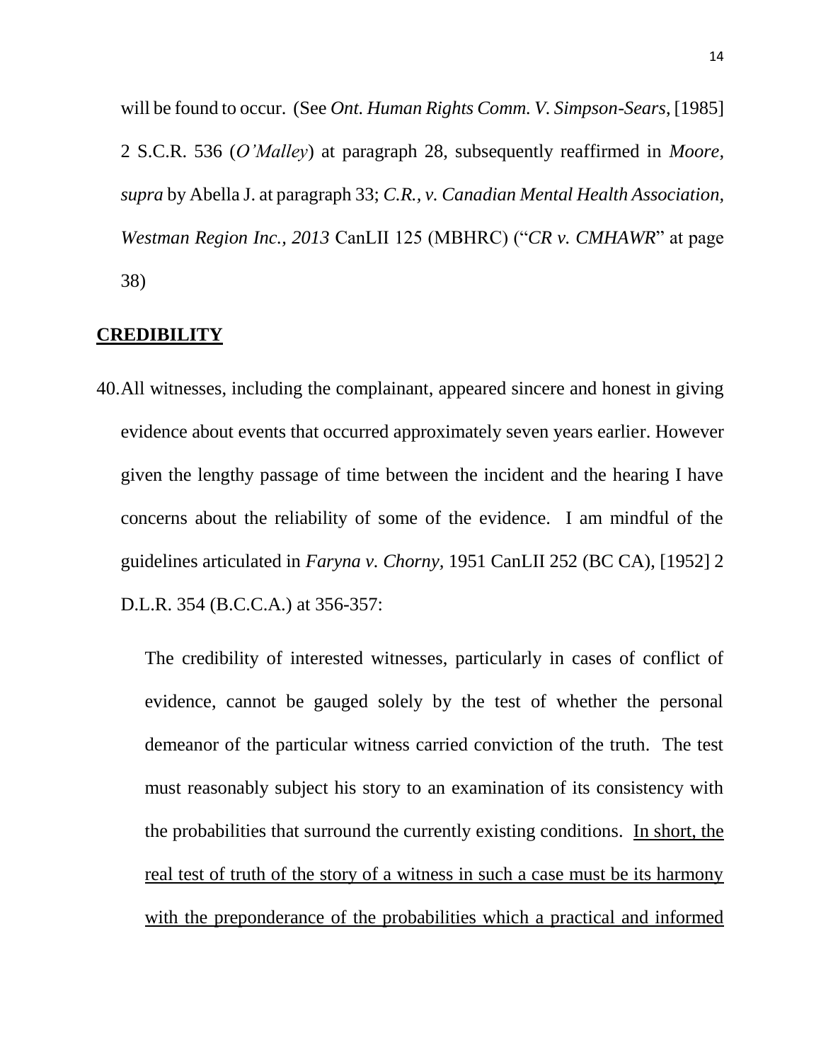will be found to occur. (See *Ont. Human Rights Comm. V. Simpson-Sears*, [1985] 2 S.C.R. 536 (*O'Malley*) at paragraph 28, subsequently reaffirmed in *Moore, supra* by Abella J. at paragraph 33; *C.R., v. Canadian Mental Health Association, Westman Region Inc., 2013* CanLII 125 (MBHRC) ("*CR v. CMHAWR*" at page 38)

## CREDIBILITY

40. All witnesses, including the complainant, appeared sincere and honest in giving evidence about events that occurred approximately seven years earlier. However given the lengthy passage of time between the incident and the hearing I have concerns about the reliability of some of the evidence. I am mindful of the guidelines articulated in *Faryna v. Chorny*, 1951 CanLII 252 (BC CA), [1952] 2 D.L.R. 354 (B.C.C.A.) at 356-357:

> The credibility of interested witnesses, particularly in cases of conflict of evidence, cannot be gauged solely by the test of whether the personal demeanor of the particular witness carried conviction of the truth. The test must reasonably subject his story to an examination of its consistency with the probabilities that surround the currently existing conditions. <u>In short, the real test of truth of the story of a witness in such a case must be its harmony with the preponderance of the probabilities which a practical and informed</u>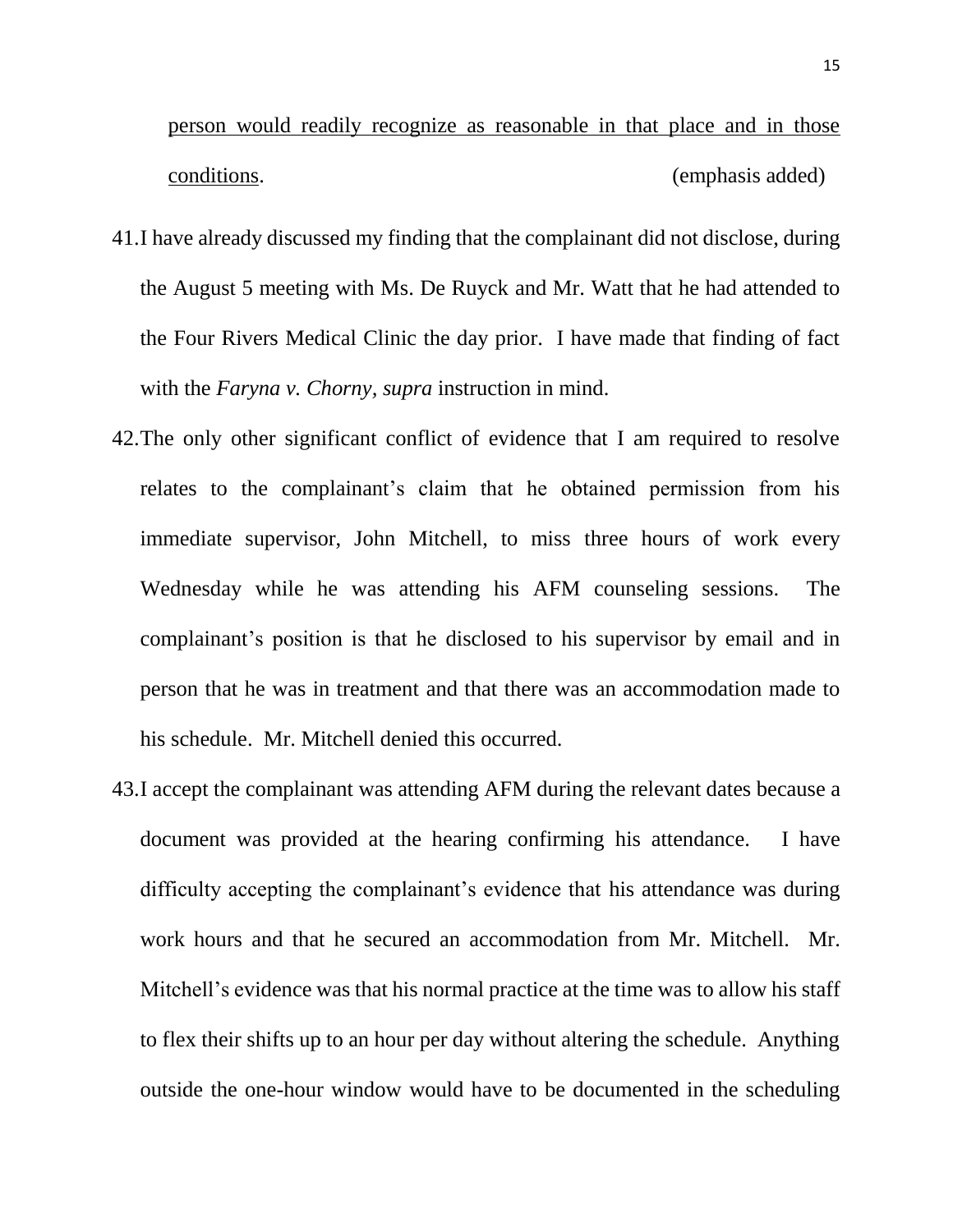person would readily recognize as reasonable in that place and in those conditions. (emphasis added)

41. I have already discussed my finding that the complainant did not disclose, during the August 5 meeting with Ms. De Ruyck and Mr. Watt that he had attended to the Four Rivers Medical Clinic the day prior. I have made that finding of fact with the *Faryna v. Chorny, supra* instruction in mind.

42. The only other significant conflict of evidence that I am required to resolve relates to the complainant's claim that he obtained permission from his immediate supervisor, John Mitchell, to miss three hours of work every Wednesday while he was attending his AFM counseling sessions. The complainant's position is that he disclosed to his supervisor by email and in person that he was in treatment and that there was an accommodation made to his schedule. Mr. Mitchell denied this occurred.

43. I accept the complainant was attending AFM during the relevant dates because a document was provided at the hearing confirming his attendance. I have difficulty accepting the complainant's evidence that his attendance was during work hours and that he secured an accommodation from Mr. Mitchell. Mr. Mitchell's evidence was that his normal practice at the time was to allow his staff to flex their shifts up to an hour per day without altering the schedule. Anything outside the one-hour window would have to be documented in the scheduling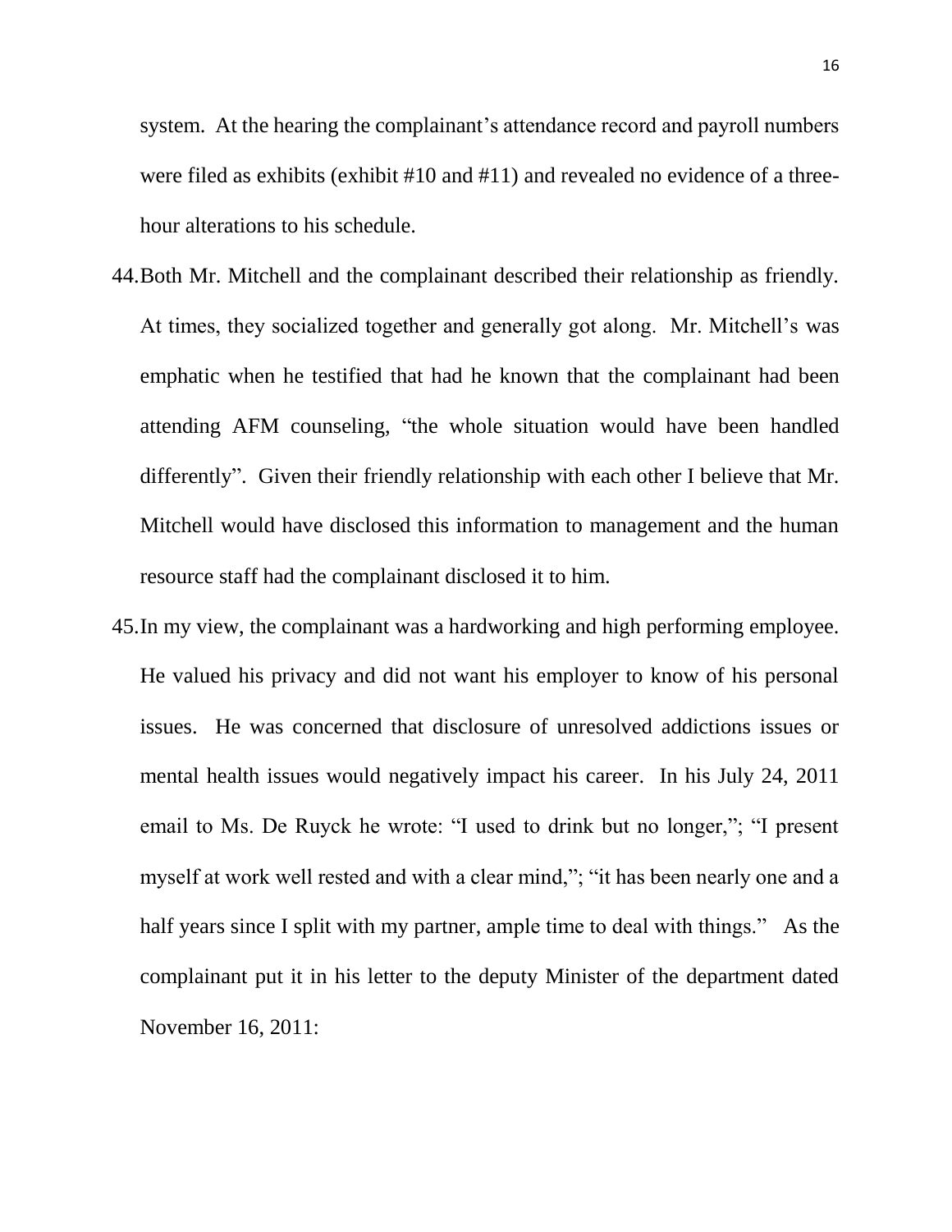system. At the hearing the complainant's attendance record and payroll numbers were filed as exhibits (exhibit #10 and #11) and revealed no evidence of a three-hour alterations to his schedule.

44. Both Mr. Mitchell and the complainant described their relationship as friendly. At times, they socialized together and generally got along. Mr. Mitchell's was emphatic when he testified that had he known that the complainant had been attending AFM counseling, "the whole situation would have been handled differently". Given their friendly relationship with each other I believe that Mr. Mitchell would have disclosed this information to management and the human resource staff had the complainant disclosed it to him.

45. In my view, the complainant was a hardworking and high performing employee. He valued his privacy and did not want his employer to know of his personal issues. He was concerned that disclosure of unresolved addictions issues or mental health issues would negatively impact his career. In his July 24, 2011 email to Ms. De Ruyck he wrote: "I used to drink but no longer,"; "I present myself at work well rested and with a clear mind,"; "it has been nearly one and a half years since I split with my partner, ample time to deal with things." As the complainant put it in his letter to the deputy Minister of the department dated November 16, 2011: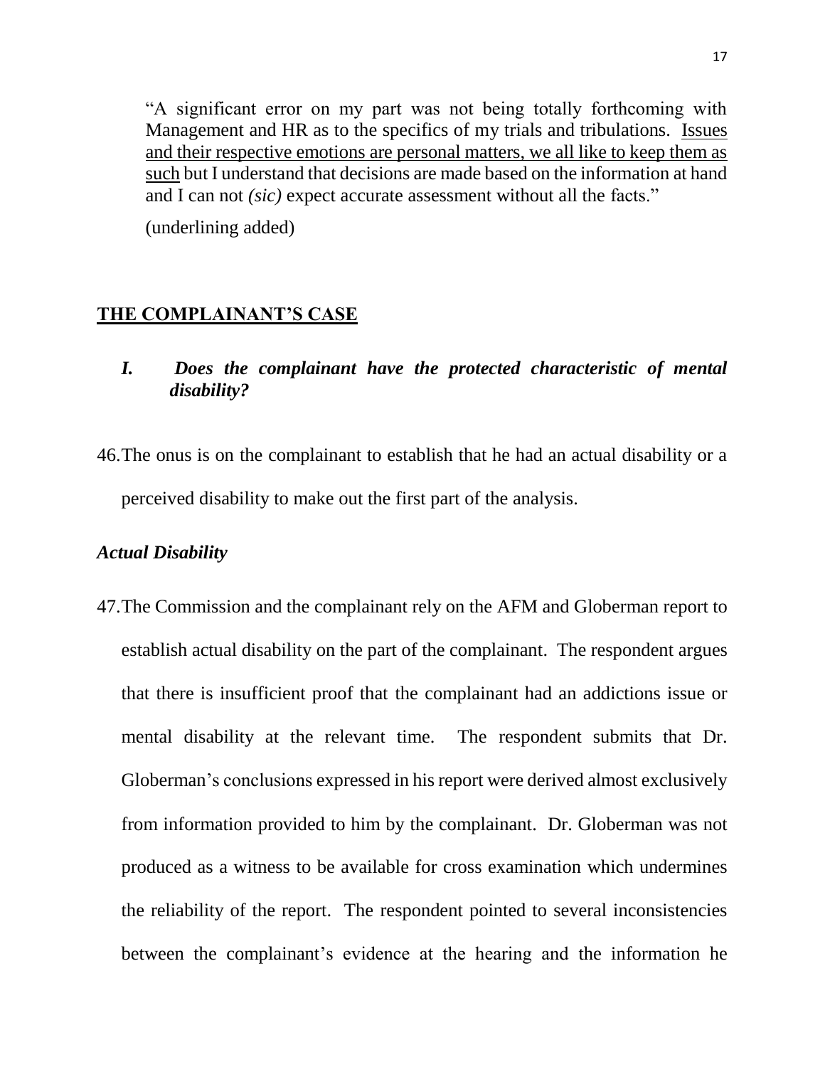> "A significant error on my part was not being totally forthcoming with Management and HR as to the specifics of my trials and tribulations. <u>Issues and their respective emotions are personal matters, we all like to keep them as such</u> but I understand that decisions are made based on the information at hand and I can not *(sic)* expect accurate assessment without all the facts."
>
> (underlining added)

## <u>THE COMPLAINANT'S CASE</u>

### *I. Does the complainant have the protected characteristic of mental disability?*

46. The onus is on the complainant to establish that he had an actual disability or a perceived disability to make out the first part of the analysis.

### *Actual Disability*

47. The Commission and the complainant rely on the AFM and Globerman report to establish actual disability on the part of the complainant. The respondent argues that there is insufficient proof that the complainant had an addictions issue or mental disability at the relevant time. The respondent submits that Dr. Globerman's conclusions expressed in his report were derived almost exclusively from information provided to him by the complainant. Dr. Globerman was not produced as a witness to be available for cross examination which undermines the reliability of the report. The respondent pointed to several inconsistencies between the complainant's evidence at the hearing and the information he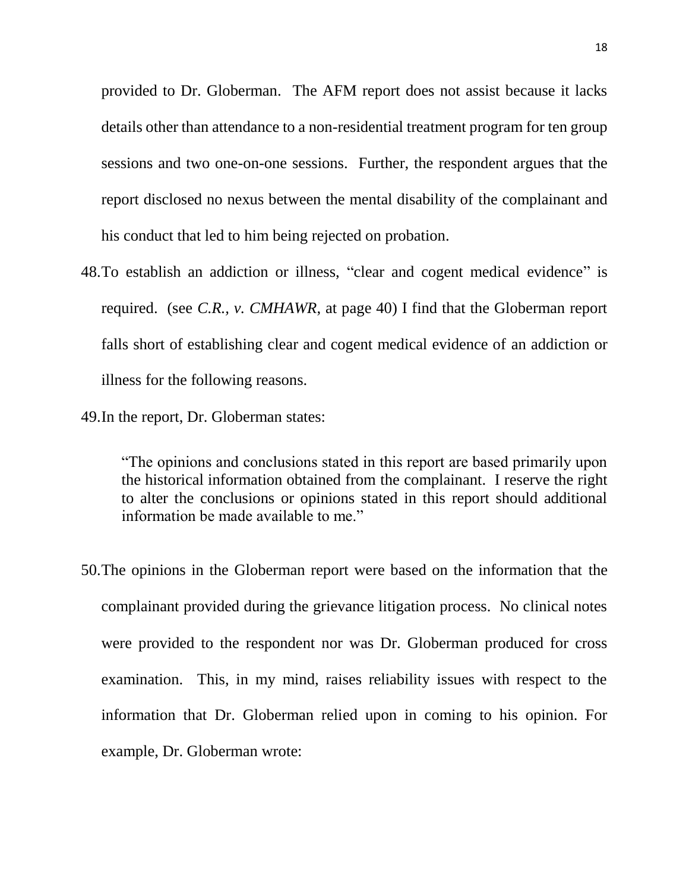provided to Dr. Globerman. The AFM report does not assist because it lacks details other than attendance to a non-residential treatment program for ten group sessions and two one-on-one sessions. Further, the respondent argues that the report disclosed no nexus between the mental disability of the complainant and his conduct that led to him being rejected on probation.

48. To establish an addiction or illness, "clear and cogent medical evidence" is required. (see *C.R., v. CMHAWR*, at page 40) I find that the Globerman report falls short of establishing clear and cogent medical evidence of an addiction or illness for the following reasons.

49. In the report, Dr. Globerman states:

> "The opinions and conclusions stated in this report are based primarily upon the historical information obtained from the complainant. I reserve the right to alter the conclusions or opinions stated in this report should additional information be made available to me."

50. The opinions in the Globerman report were based on the information that the complainant provided during the grievance litigation process. No clinical notes were provided to the respondent nor was Dr. Globerman produced for cross examination. This, in my mind, raises reliability issues with respect to the information that Dr. Globerman relied upon in coming to his opinion. For example, Dr. Globerman wrote: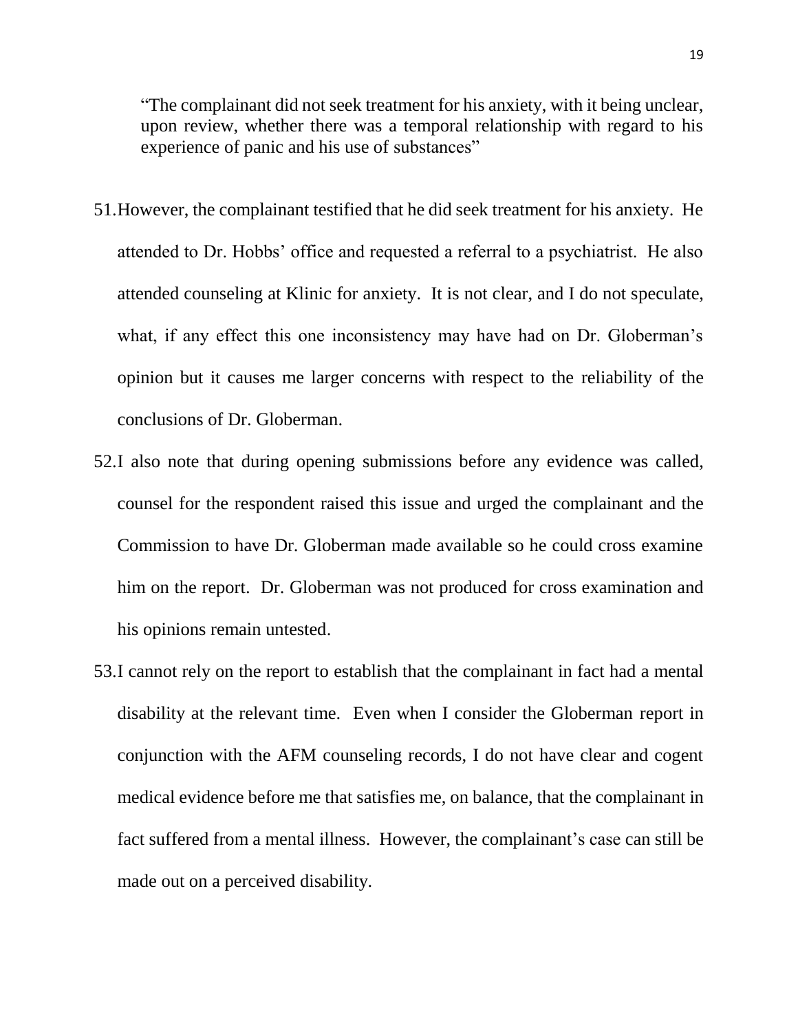> "The complainant did not seek treatment for his anxiety, with it being unclear, upon review, whether there was a temporal relationship with regard to his experience of panic and his use of substances"

51. However, the complainant testified that he did seek treatment for his anxiety. He attended to Dr. Hobbs' office and requested a referral to a psychiatrist. He also attended counseling at Klinic for anxiety. It is not clear, and I do not speculate, what, if any effect this one inconsistency may have had on Dr. Globerman's opinion but it causes me larger concerns with respect to the reliability of the conclusions of Dr. Globerman.

52. I also note that during opening submissions before any evidence was called, counsel for the respondent raised this issue and urged the complainant and the Commission to have Dr. Globerman made available so he could cross examine him on the report. Dr. Globerman was not produced for cross examination and his opinions remain untested.

53. I cannot rely on the report to establish that the complainant in fact had a mental disability at the relevant time. Even when I consider the Globerman report in conjunction with the AFM counseling records, I do not have clear and cogent medical evidence before me that satisfies me, on balance, that the complainant in fact suffered from a mental illness. However, the complainant's case can still be made out on a perceived disability.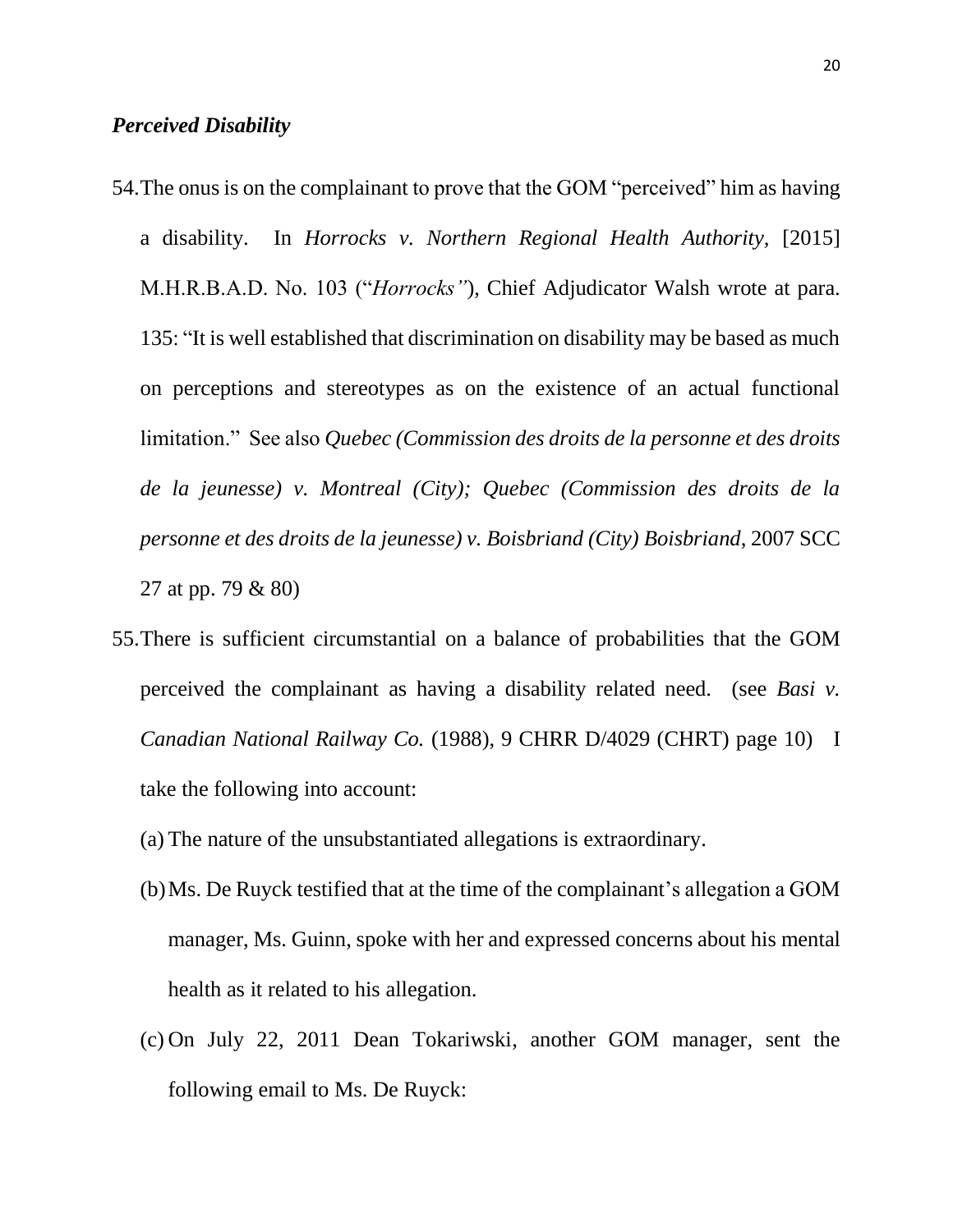### *Perceived Disability*

54. The onus is on the complainant to prove that the GOM "perceived" him as having a disability. In *Horrocks v. Northern Regional Health Authority,* [2015] M.H.R.B.A.D. No. 103 ("*Horrocks"*), Chief Adjudicator Walsh wrote at para. 135: "It is well established that discrimination on disability may be based as much on perceptions and stereotypes as on the existence of an actual functional limitation." See also *Quebec (Commission des droits de la personne et des droits de la jeunesse) v. Montreal (City); Quebec (Commission des droits de la personne et des droits de la jeunesse) v. Boisbriand (City) Boisbriand*, 2007 SCC 27 at pp. 79 & 80)

55. There is sufficient circumstantial on a balance of probabilities that the GOM perceived the complainant as having a disability related need. (see *Basi v. Canadian National Railway Co.* (1988), 9 CHRR D/4029 (CHRT) page 10) I take the following into account:

    (a) The nature of the unsubstantiated allegations is extraordinary.

    (b) Ms. De Ruyck testified that at the time of the complainant's allegation a GOM manager, Ms. Guinn, spoke with her and expressed concerns about his mental health as it related to his allegation.

    (c) On July 22, 2011 Dean Tokariwski, another GOM manager, sent the following email to Ms. De Ruyck: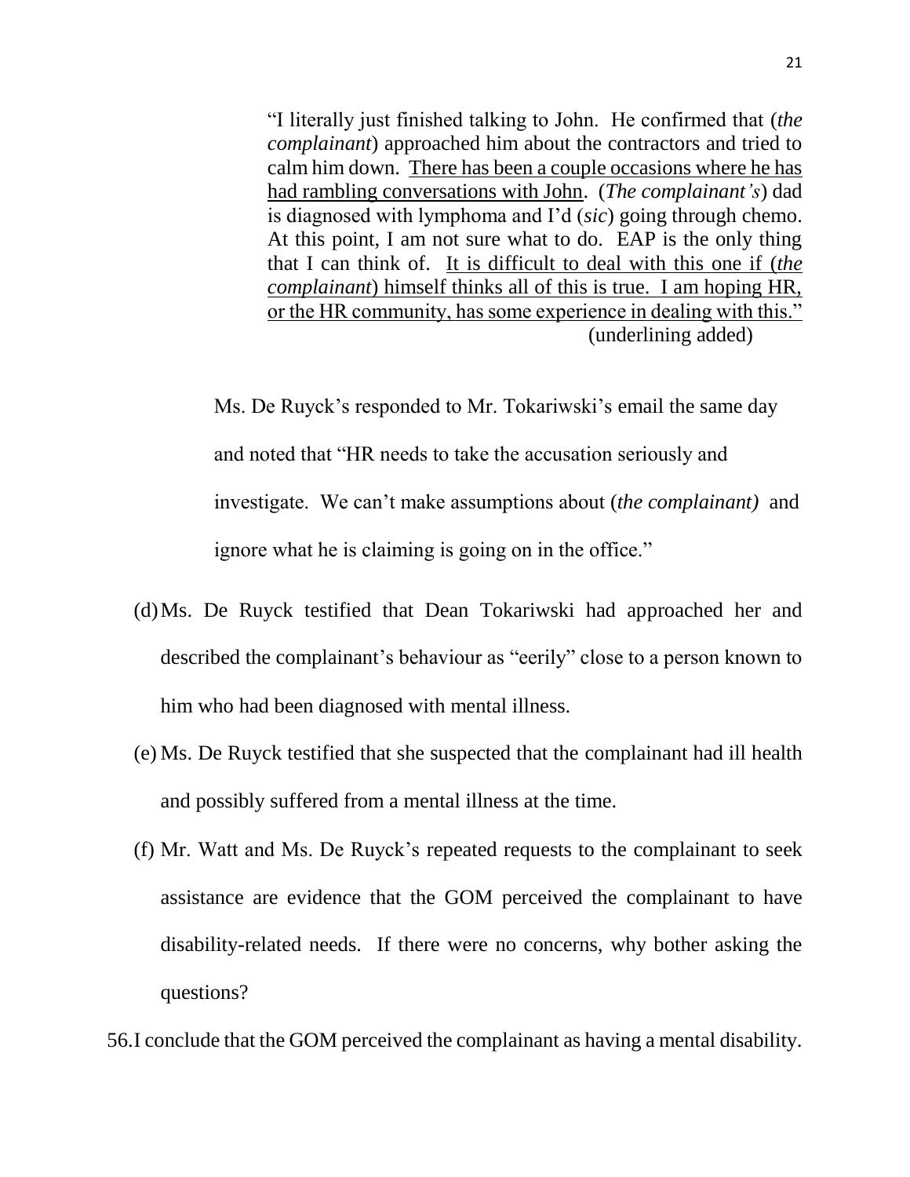> "I literally just finished talking to John. He confirmed that (*the complainant*) approached him about the contractors and tried to calm him down. <u>There has been a couple occasions where he has had rambling conversations with John</u>. (*The complainant's*) dad is diagnosed with lymphoma and I'd (*sic*) going through chemo. At this point, I am not sure what to do. EAP is the only thing that I can think of. <u>It is difficult to deal with this one if (*the complainant*) himself thinks all of this is true. I am hoping HR, or the HR community, has some experience in dealing with this."</u>
> (underlining added)

Ms. De Ruyck's responded to Mr. Tokariwski's email the same day and noted that "HR needs to take the accusation seriously and investigate. We can't make assumptions about (*the complainant)* and ignore what he is claiming is going on in the office."

(d) Ms. De Ruyck testified that Dean Tokariwski had approached her and described the complainant's behaviour as "eerily" close to a person known to him who had been diagnosed with mental illness.

(e) Ms. De Ruyck testified that she suspected that the complainant had ill health and possibly suffered from a mental illness at the time.

(f) Mr. Watt and Ms. De Ruyck's repeated requests to the complainant to seek assistance are evidence that the GOM perceived the complainant to have disability-related needs. If there were no concerns, why bother asking the questions?

56. I conclude that the GOM perceived the complainant as having a mental disability.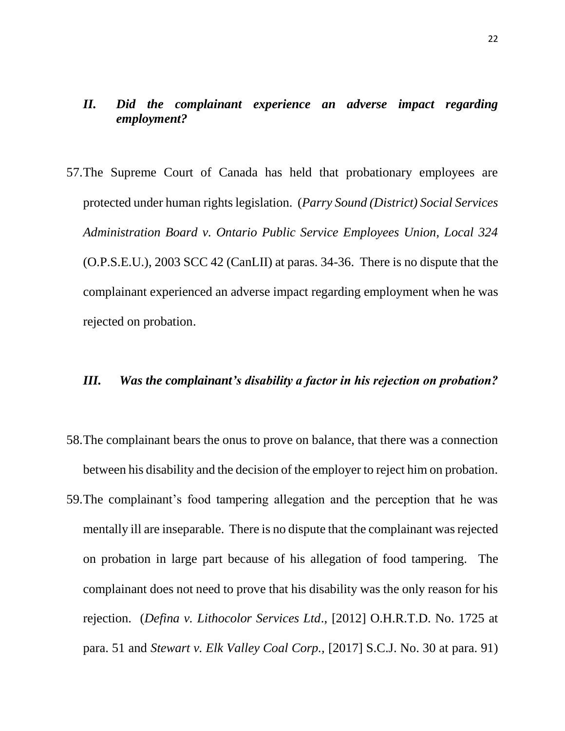### *II. Did the complainant experience an adverse impact regarding employment?*

57. The Supreme Court of Canada has held that probationary employees are protected under human rights legislation. (*Parry Sound (District) Social Services Administration Board v. Ontario Public Service Employees Union, Local 324* (O.P.S.E.U.), 2003 SCC 42 (CanLII) at paras. 34-36. There is no dispute that the complainant experienced an adverse impact regarding employment when he was rejected on probation.

### *III. Was the complainant's disability a factor in his rejection on probation?*

58. The complainant bears the onus to prove on balance, that there was a connection between his disability and the decision of the employer to reject him on probation.

59. The complainant's food tampering allegation and the perception that he was mentally ill are inseparable. There is no dispute that the complainant was rejected on probation in large part because of his allegation of food tampering. The complainant does not need to prove that his disability was the only reason for his rejection. (*Defina v. Lithocolor Services Ltd*., [2012] O.H.R.T.D. No. 1725 at para. 51 and *Stewart v. Elk Valley Coal Corp.*, [2017] S.C.J. No. 30 at para. 91)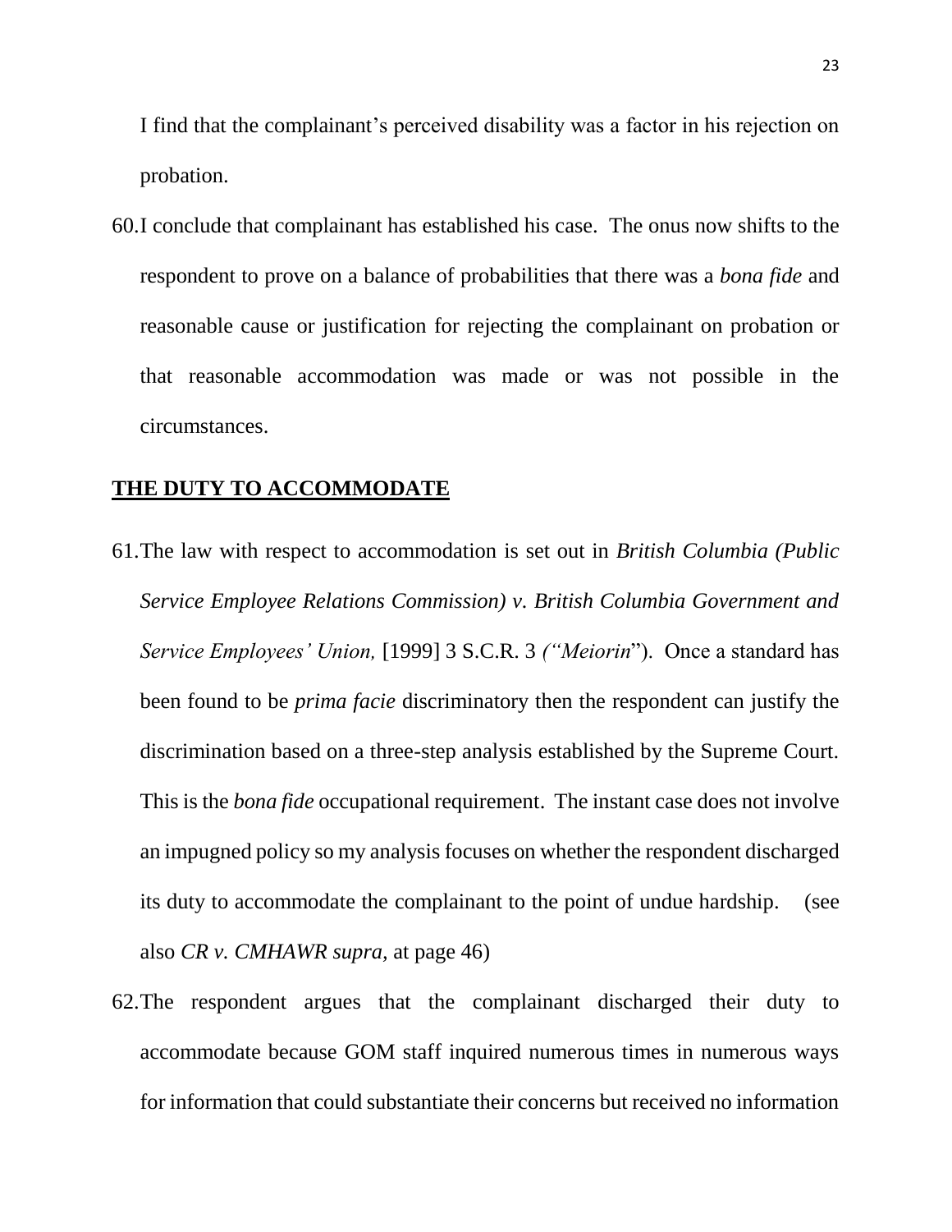I find that the complainant's perceived disability was a factor in his rejection on probation.

60. I conclude that complainant has established his case. The onus now shifts to the respondent to prove on a balance of probabilities that there was a *bona fide* and reasonable cause or justification for rejecting the complainant on probation or that reasonable accommodation was made or was not possible in the circumstances.

## **THE DUTY TO ACCOMMODATE**

61. The law with respect to accommodation is set out in *British Columbia (Public Service Employee Relations Commission) v. British Columbia Government and Service Employees' Union,* [1999] 3 S.C.R. 3 *("Meiorin*"). Once a standard has been found to be *prima facie* discriminatory then the respondent can justify the discrimination based on a three-step analysis established by the Supreme Court. This is the *bona fide* occupational requirement. The instant case does not involve an impugned policy so my analysis focuses on whether the respondent discharged its duty to accommodate the complainant to the point of undue hardship. (see also *CR v. CMHAWR supra,* at page 46)

62. The respondent argues that the complainant discharged their duty to accommodate because GOM staff inquired numerous times in numerous ways for information that could substantiate their concerns but received no information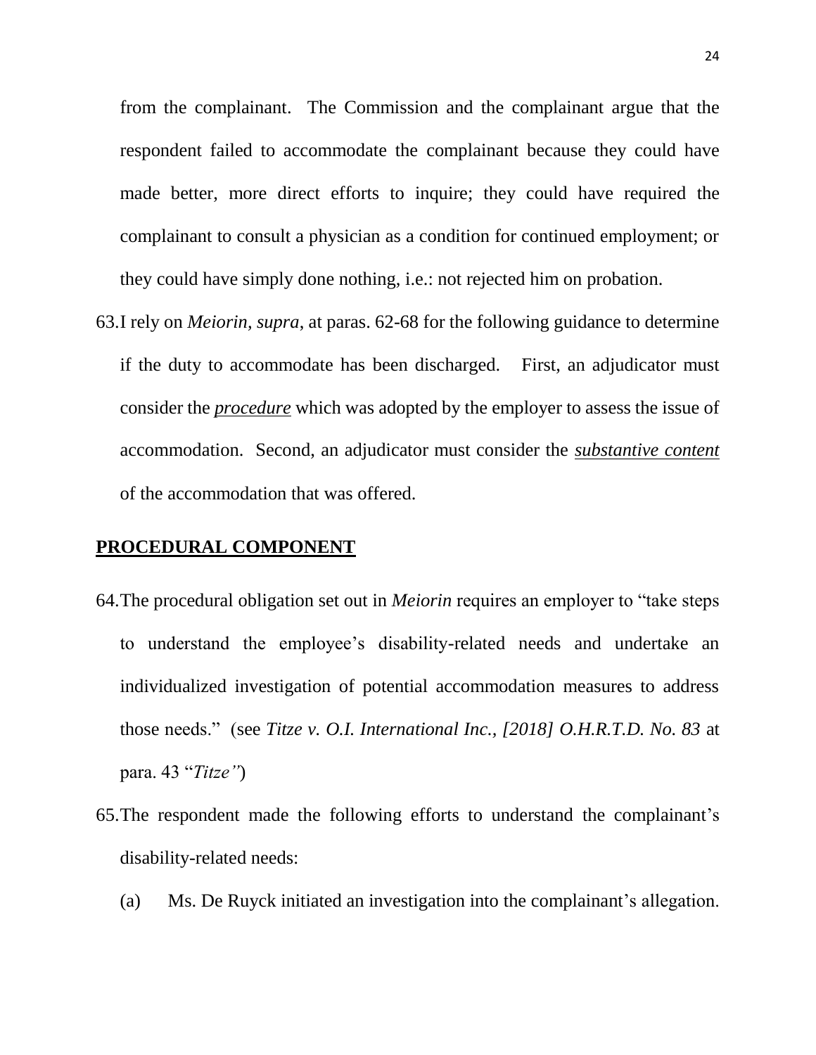from the complainant. The Commission and the complainant argue that the respondent failed to accommodate the complainant because they could have made better, more direct efforts to inquire; they could have required the complainant to consult a physician as a condition for continued employment; or they could have simply done nothing, i.e.: not rejected him on probation.

63. I rely on *Meiorin, supra*, at paras. 62-68 for the following guidance to determine if the duty to accommodate has been discharged. First, an adjudicator must consider the ***procedure*** which was adopted by the employer to assess the issue of accommodation. Second, an adjudicator must consider the ***substantive content*** of the accommodation that was offered.

## PROCEDURAL COMPONENT

64. The procedural obligation set out in *Meiorin* requires an employer to "take steps to understand the employee's disability-related needs and undertake an individualized investigation of potential accommodation measures to address those needs." (see *Titze v. O.I. International Inc., [2018] O.H.R.T.D. No. 83* at para. 43 "*Titze"*)

65. The respondent made the following efforts to understand the complainant's disability-related needs:

    (a) Ms. De Ruyck initiated an investigation into the complainant's allegation.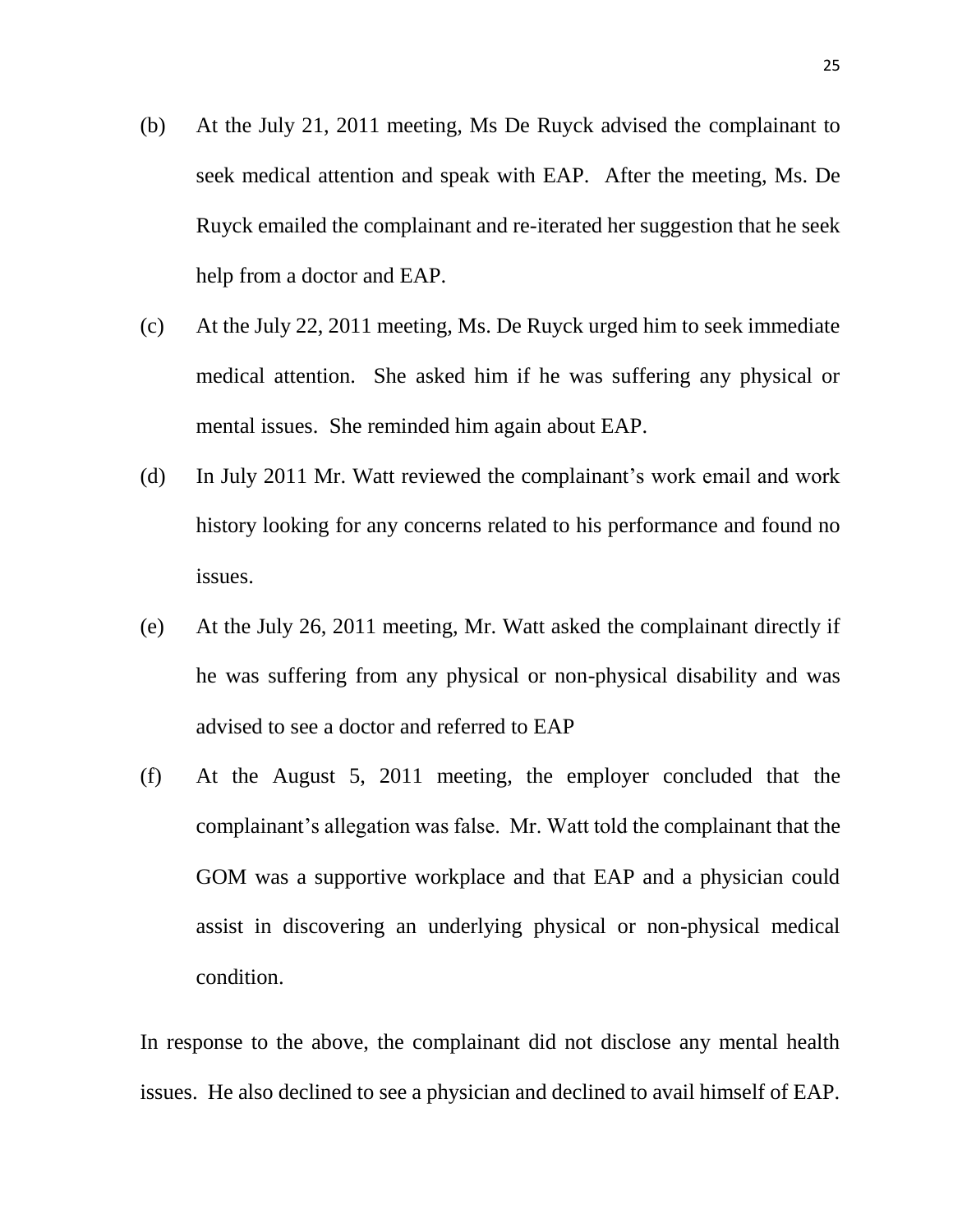(b) At the July 21, 2011 meeting, Ms De Ruyck advised the complainant to seek medical attention and speak with EAP. After the meeting, Ms. De Ruyck emailed the complainant and re-iterated her suggestion that he seek help from a doctor and EAP.

(c) At the July 22, 2011 meeting, Ms. De Ruyck urged him to seek immediate medical attention. She asked him if he was suffering any physical or mental issues. She reminded him again about EAP.

(d) In July 2011 Mr. Watt reviewed the complainant's work email and work history looking for any concerns related to his performance and found no issues.

(e) At the July 26, 2011 meeting, Mr. Watt asked the complainant directly if he was suffering from any physical or non-physical disability and was advised to see a doctor and referred to EAP

(f) At the August 5, 2011 meeting, the employer concluded that the complainant's allegation was false. Mr. Watt told the complainant that the GOM was a supportive workplace and that EAP and a physician could assist in discovering an underlying physical or non-physical medical condition.

In response to the above, the complainant did not disclose any mental health issues. He also declined to see a physician and declined to avail himself of EAP.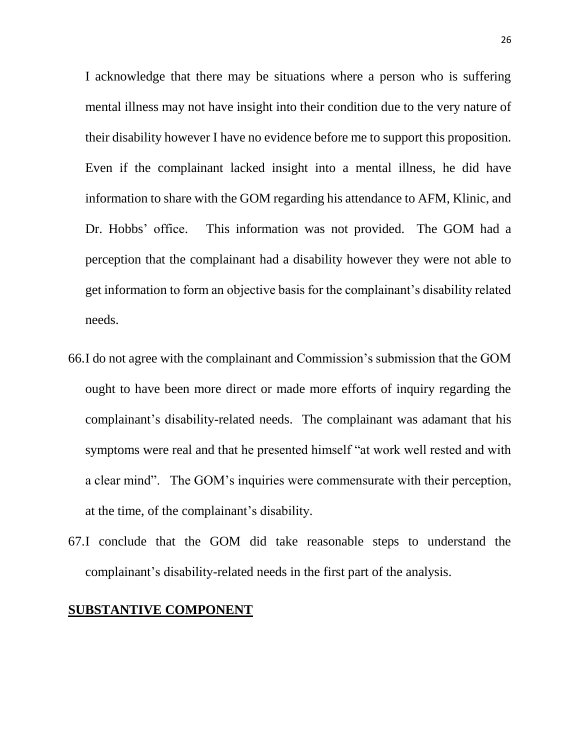I acknowledge that there may be situations where a person who is suffering mental illness may not have insight into their condition due to the very nature of their disability however I have no evidence before me to support this proposition. Even if the complainant lacked insight into a mental illness, he did have information to share with the GOM regarding his attendance to AFM, Klinic, and Dr. Hobbs' office. This information was not provided. The GOM had a perception that the complainant had a disability however they were not able to get information to form an objective basis for the complainant's disability related needs.

66. I do not agree with the complainant and Commission's submission that the GOM ought to have been more direct or made more efforts of inquiry regarding the complainant's disability-related needs. The complainant was adamant that his symptoms were real and that he presented himself "at work well rested and with a clear mind". The GOM's inquiries were commensurate with their perception, at the time, of the complainant's disability.

67. I conclude that the GOM did take reasonable steps to understand the complainant's disability-related needs in the first part of the analysis.

**SUBSTANTIVE COMPONENT**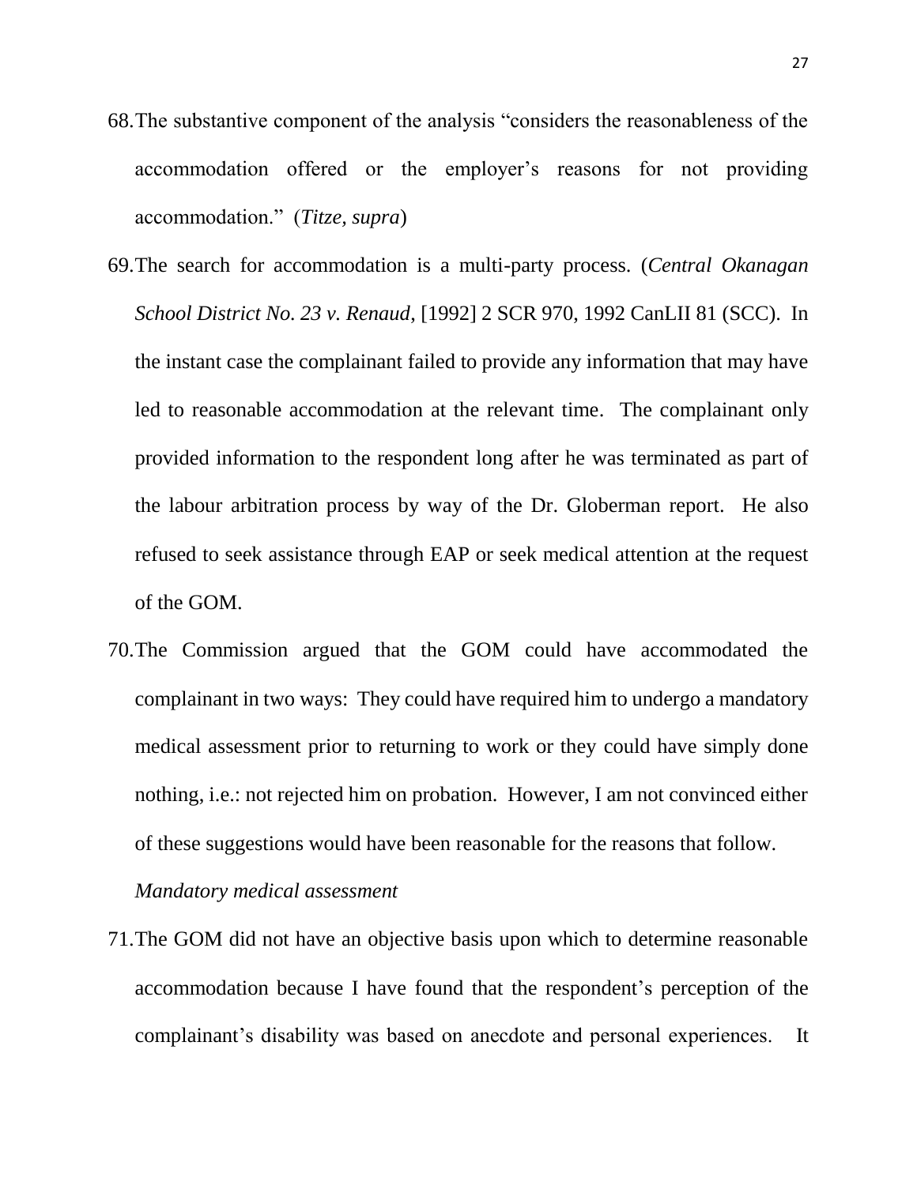68. The substantive component of the analysis "considers the reasonableness of the accommodation offered or the employer's reasons for not providing accommodation." (*Titze, supra*)

69. The search for accommodation is a multi-party process. (*Central Okanagan School District No. 23 v. Renaud*, [1992] 2 SCR 970, 1992 CanLII 81 (SCC). In the instant case the complainant failed to provide any information that may have led to reasonable accommodation at the relevant time. The complainant only provided information to the respondent long after he was terminated as part of the labour arbitration process by way of the Dr. Globerman report. He also refused to seek assistance through EAP or seek medical attention at the request of the GOM.

70. The Commission argued that the GOM could have accommodated the complainant in two ways: They could have required him to undergo a mandatory medical assessment prior to returning to work or they could have simply done nothing, i.e.: not rejected him on probation. However, I am not convinced either of these suggestions would have been reasonable for the reasons that follow.

*Mandatory medical assessment*

71. The GOM did not have an objective basis upon which to determine reasonable accommodation because I have found that the respondent's perception of the complainant's disability was based on anecdote and personal experiences. It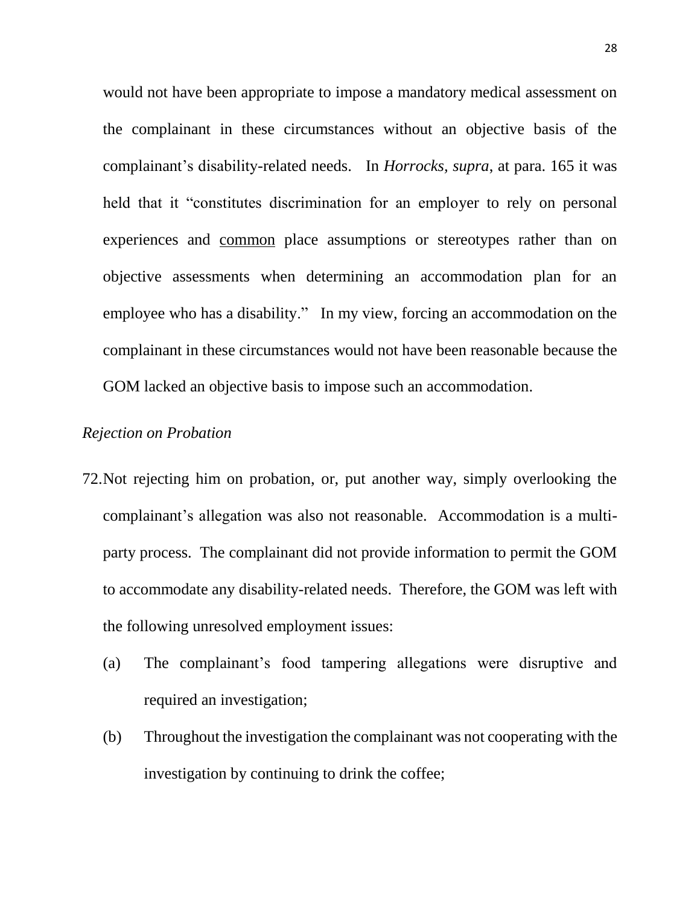would not have been appropriate to impose a mandatory medical assessment on the complainant in these circumstances without an objective basis of the complainant's disability-related needs. In *Horrocks, supra*, at para. 165 it was held that it "constitutes discrimination for an employer to rely on personal experiences and <u>common</u> place assumptions or stereotypes rather than on objective assessments when determining an accommodation plan for an employee who has a disability." In my view, forcing an accommodation on the complainant in these circumstances would not have been reasonable because the GOM lacked an objective basis to impose such an accommodation.

*Rejection on Probation*

72. Not rejecting him on probation, or, put another way, simply overlooking the complainant's allegation was also not reasonable. Accommodation is a multi-party process. The complainant did not provide information to permit the GOM to accommodate any disability-related needs. Therefore, the GOM was left with the following unresolved employment issues:

    (a) The complainant's food tampering allegations were disruptive and required an investigation;

    (b) Throughout the investigation the complainant was not cooperating with the investigation by continuing to drink the coffee;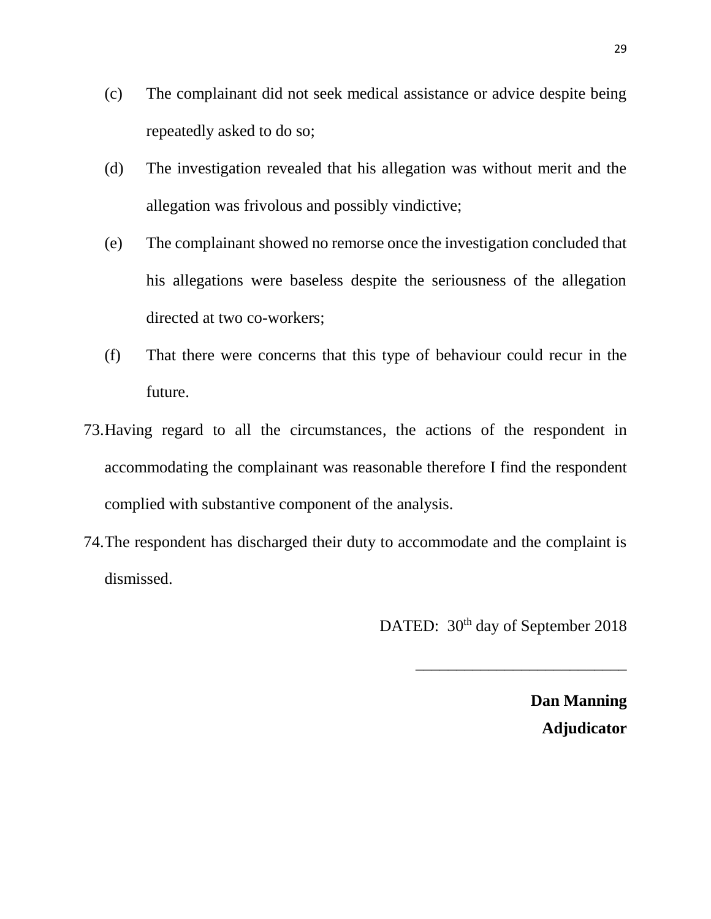(c) The complainant did not seek medical assistance or advice despite being repeatedly asked to do so;

(d) The investigation revealed that his allegation was without merit and the allegation was frivolous and possibly vindictive;

(e) The complainant showed no remorse once the investigation concluded that his allegations were baseless despite the seriousness of the allegation directed at two co-workers;

(f) That there were concerns that this type of behaviour could recur in the future.

73. Having regard to all the circumstances, the actions of the respondent in accommodating the complainant was reasonable therefore I find the respondent complied with substantive component of the analysis.

74. The respondent has discharged their duty to accommodate and the complaint is dismissed.

DATED: 30th day of September 2018

___________________________

**Dan Manning**
**Adjudicator**